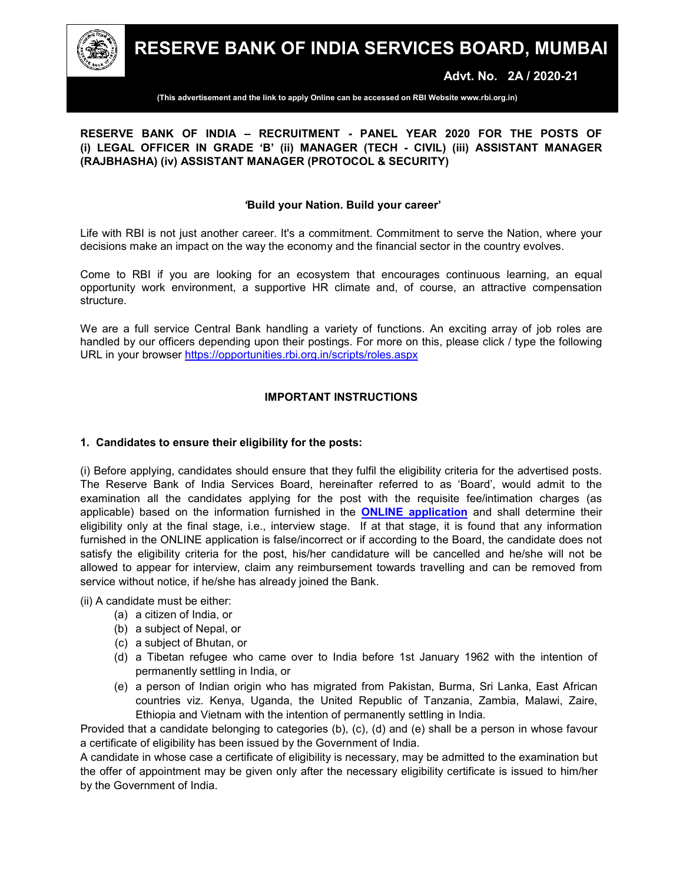# RESERVE BANK OF INDIA SERVICES BOARD, MUMBAI

**Advt. No. 2A / 2020-21**

**(This advertisement and the link to apply Online can be accessed on RBI Website www.rbi.org.in)**

## RESERVE BANK OF INDIA – RECRUITMENT - PANEL YEAR 2020 FOR THE POSTS OF (i) LEGAL OFFICER IN GRADE 'B' (ii) MANAGER (TECH - CIVIL) (iii) ASSISTANT MANAGER (RAJBHASHA) (iv) ASSISTANT MANAGER (PROTOCOL & SECURITY)

***'Build your Nation. Build your career'***

Life with RBI is not just another career. It's a commitment. Commitment to serve the Nation, where your decisions make an impact on the way the economy and the financial sector in the country evolves.

Come to RBI if you are looking for an ecosystem that encourages continuous learning, an equal opportunity work environment, a supportive HR climate and, of course, an attractive compensation structure.

We are a full service Central Bank handling a variety of functions. An exciting array of job roles are handled by our officers depending upon their postings. For more on this, please click / type the following URL in your browser https://opportunities.rbi.org.in/scripts/roles.aspx

## IMPORTANT INSTRUCTIONS

### 1. Candidates to ensure their eligibility for the posts:

(i) Before applying, candidates should ensure that they fulfil the eligibility criteria for the advertised posts. The Reserve Bank of India Services Board, hereinafter referred to as 'Board', would admit to the examination all the candidates applying for the post with the requisite fee/intimation charges (as applicable) based on the information furnished in the **ONLINE application** and shall determine their eligibility only at the final stage, i.e., interview stage. If at that stage, it is found that any information furnished in the ONLINE application is false/incorrect or if according to the Board, the candidate does not satisfy the eligibility criteria for the post, his/her candidature will be cancelled and he/she will not be allowed to appear for interview, claim any reimbursement towards travelling and can be removed from service without notice, if he/she has already joined the Bank.

(ii) A candidate must be either:

- (a) a citizen of India, or
- (b) a subject of Nepal, or
- (c) a subject of Bhutan, or
- (d) a Tibetan refugee who came over to India before 1st January 1962 with the intention of permanently settling in India, or
- (e) a person of Indian origin who has migrated from Pakistan, Burma, Sri Lanka, East African countries viz. Kenya, Uganda, the United Republic of Tanzania, Zambia, Malawi, Zaire, Ethiopia and Vietnam with the intention of permanently settling in India.

Provided that a candidate belonging to categories (b), (c), (d) and (e) shall be a person in whose favour a certificate of eligibility has been issued by the Government of India.

A candidate in whose case a certificate of eligibility is necessary, may be admitted to the examination but the offer of appointment may be given only after the necessary eligibility certificate is issued to him/her by the Government of India.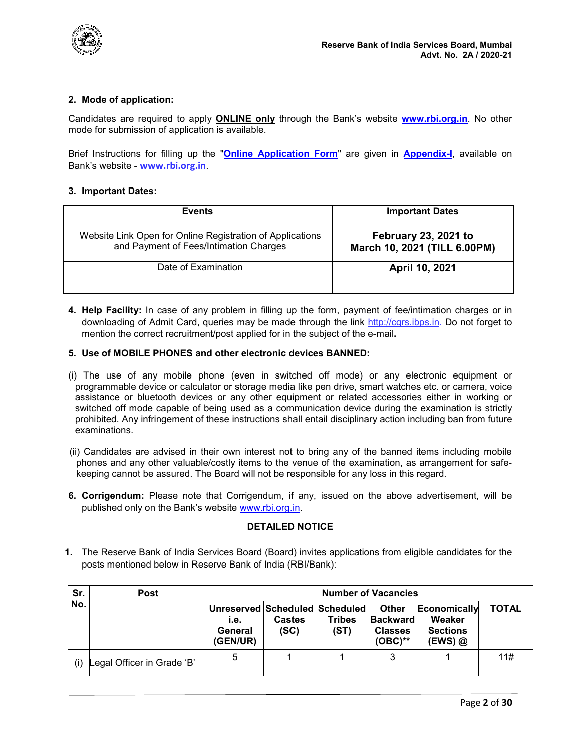## 2. Mode of application:

Candidates are required to apply **ONLINE only** through the Bank's website **www.rbi.org.in**. No other mode for submission of application is available.

Brief Instructions for filling up the "**Online Application Form**" are given in **Appendix-I**, available on Bank's website - **www.rbi.org.in**.

## 3. Important Dates:

| Events | Important Dates |
|---|---|
| Website Link Open for Online Registration of Applications and Payment of Fees/Intimation Charges | **February 23, 2021 to March 10, 2021 (TILL 6.00PM)** |
| Date of Examination | **April 10, 2021** |

4. **Help Facility:** In case of any problem in filling up the form, payment of fee/intimation charges or in downloading of Admit Card, queries may be made through the link http://cgrs.ibps.in. Do not forget to mention the correct recruitment/post applied for in the subject of the e-mail**.**

5. **Use of MOBILE PHONES and other electronic devices BANNED:**

(i) The use of any mobile phone (even in switched off mode) or any electronic equipment or programmable device or calculator or storage media like pen drive, smart watches etc. or camera, voice assistance or bluetooth devices or any other equipment or related accessories either in working or switched off mode capable of being used as a communication device during the examination is strictly prohibited. Any infringement of these instructions shall entail disciplinary action including ban from future examinations.

(ii) Candidates are advised in their own interest not to bring any of the banned items including mobile phones and any other valuable/costly items to the venue of the examination, as arrangement for safe-keeping cannot be assured. The Board will not be responsible for any loss in this regard.

6. **Corrigendum:** Please note that Corrigendum, if any, issued on the above advertisement, will be published only on the Bank's website www.rbi.org.in.

## DETAILED NOTICE

1. The Reserve Bank of India Services Board (Board) invites applications from eligible candidates for the posts mentioned below in Reserve Bank of India (RBI/Bank):

| Sr. No. | Post | Number of Vacancies | | | | | |
|---|---|---|---|---|---|---|---|
| | | Unreserved i.e. General (GEN/UR) | Scheduled Castes (SC) | Scheduled Tribes (ST) | Other Backward Classes (OBC)** | Economically Weaker Sections (EWS) @ | TOTAL |
| (i) | Legal Officer in Grade 'B' | 5 | 1 | 1 | 3 | 1 | 11# |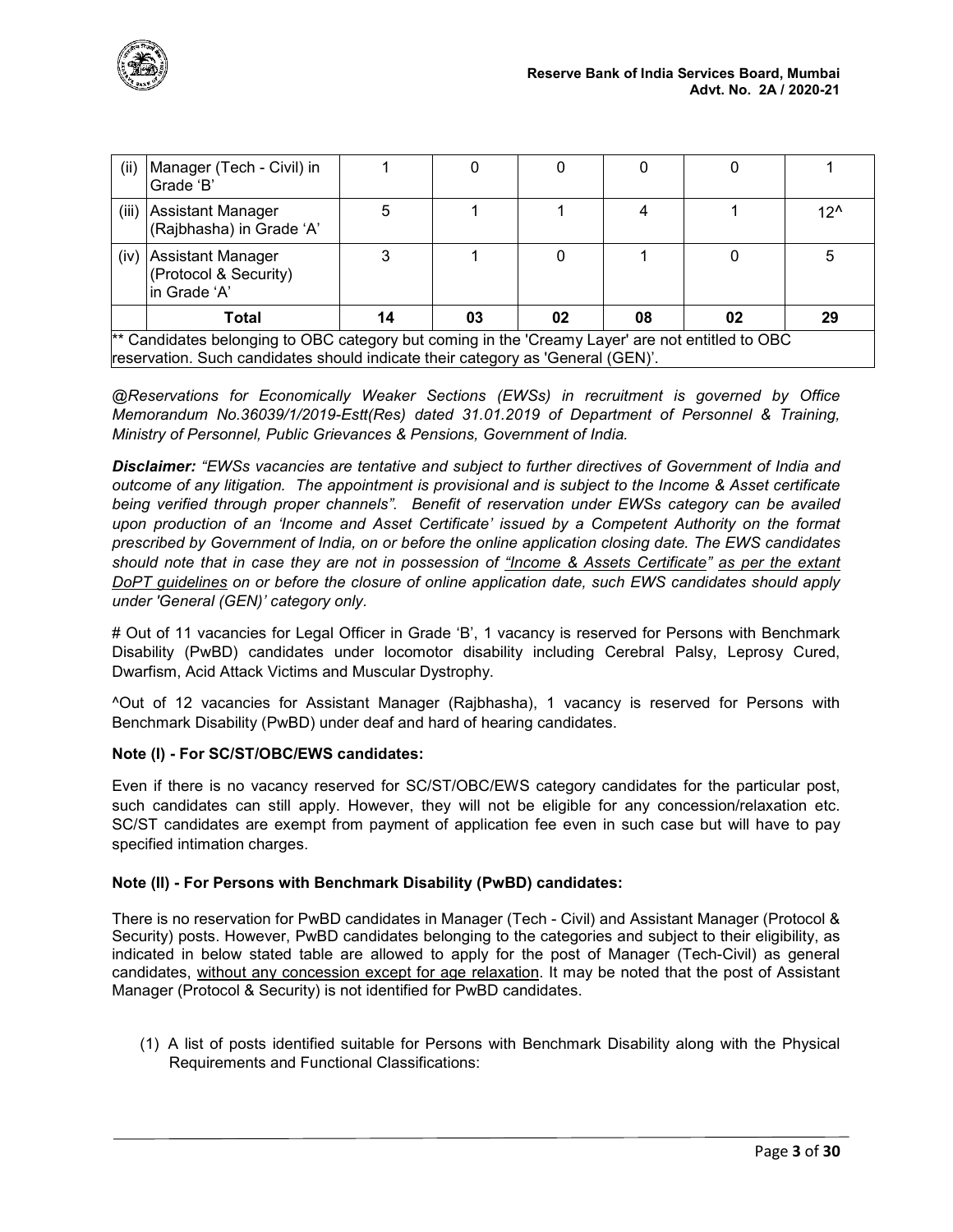| (ii) | Manager (Tech - Civil) in Grade 'B' | 1 | 0 | 0 | 0 | 0 | 1 |
|---|---|---|---|---|---|---|---|
| (iii) | Assistant Manager (Rajbhasha) in Grade 'A' | 5 | 1 | 1 | 4 | 1 | 12^ |
| (iv) | Assistant Manager (Protocol & Security) in Grade 'A' | 3 | 1 | 0 | 1 | 0 | 5 |
| | **Total** | **14** | **03** | **02** | **08** | **02** | **29** |
| ** Candidates belonging to OBC category but coming in the 'Creamy Layer' are not entitled to OBC reservation. Such candidates should indicate their category as 'General (GEN)'. | | | | | | | |

*@Reservations for Economically Weaker Sections (EWSs) in recruitment is governed by Office Memorandum No.36039/1/2019-Estt(Res) dated 31.01.2019 of Department of Personnel & Training, Ministry of Personnel, Public Grievances & Pensions, Government of India.*

***Disclaimer:*** *"EWSs vacancies are tentative and subject to further directives of Government of India and outcome of any litigation. The appointment is provisional and is subject to the Income & Asset certificate being verified through proper channels". Benefit of reservation under EWSs category can be availed upon production of an 'Income and Asset Certificate' issued by a Competent Authority on the format prescribed by Government of India, on or before the online application closing date. The EWS candidates should note that in case they are not in possession of "Income & Assets Certificate" as per the extant DoPT guidelines on or before the closure of online application date, such EWS candidates should apply under 'General (GEN)' category only.*

# Out of 11 vacancies for Legal Officer in Grade 'B', 1 vacancy is reserved for Persons with Benchmark Disability (PwBD) candidates under locomotor disability including Cerebral Palsy, Leprosy Cured, Dwarfism, Acid Attack Victims and Muscular Dystrophy.

^Out of 12 vacancies for Assistant Manager (Rajbhasha), 1 vacancy is reserved for Persons with Benchmark Disability (PwBD) under deaf and hard of hearing candidates.

**Note (I) - For SC/ST/OBC/EWS candidates:**

Even if there is no vacancy reserved for SC/ST/OBC/EWS category candidates for the particular post, such candidates can still apply. However, they will not be eligible for any concession/relaxation etc. SC/ST candidates are exempt from payment of application fee even in such case but will have to pay specified intimation charges.

**Note (II) - For Persons with Benchmark Disability (PwBD) candidates:**

There is no reservation for PwBD candidates in Manager (Tech - Civil) and Assistant Manager (Protocol & Security) posts. However, PwBD candidates belonging to the categories and subject to their eligibility, as indicated in below stated table are allowed to apply for the post of Manager (Tech-Civil) as general candidates, without any concession except for age relaxation. It may be noted that the post of Assistant Manager (Protocol & Security) is not identified for PwBD candidates.

(1) A list of posts identified suitable for Persons with Benchmark Disability along with the Physical Requirements and Functional Classifications: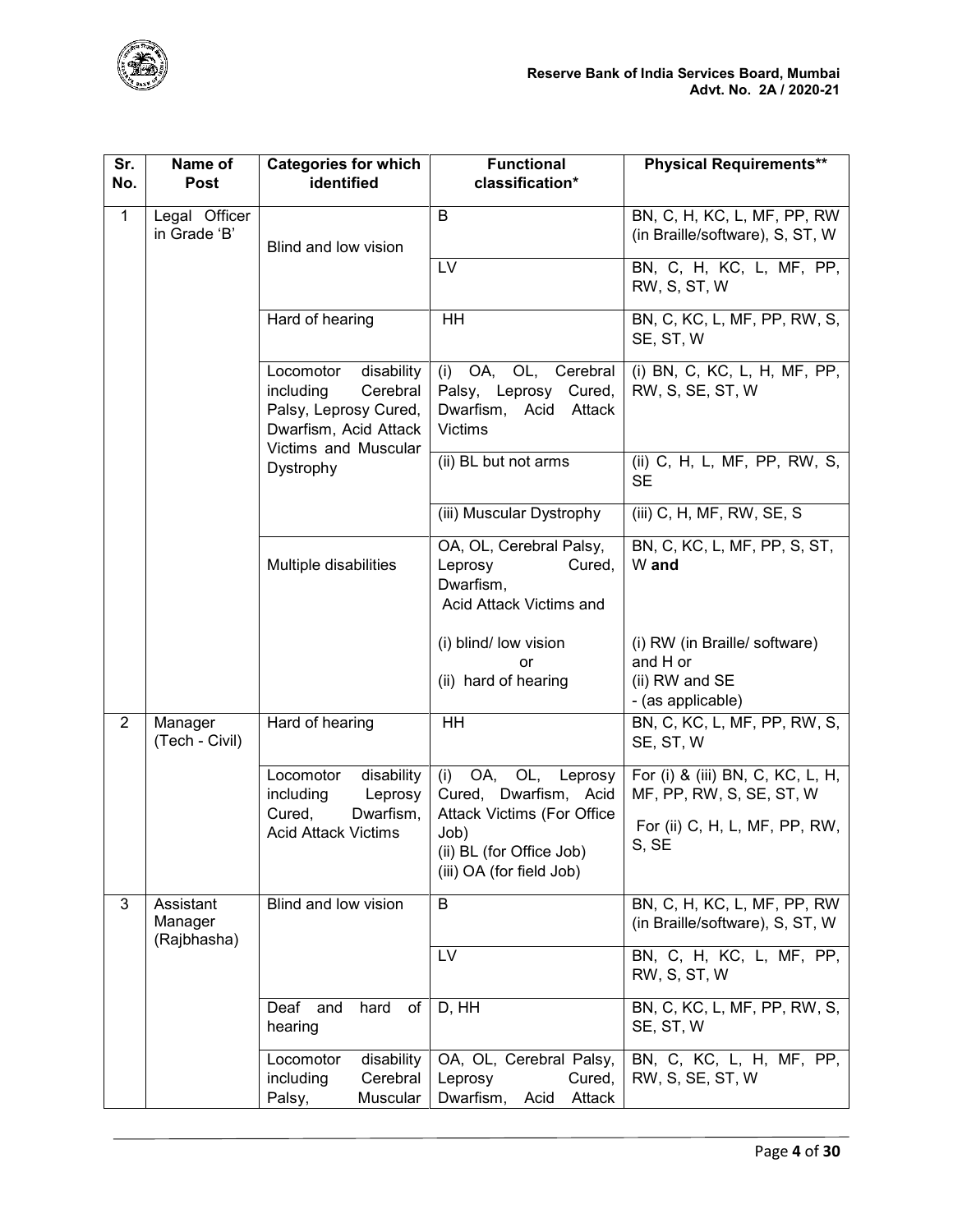| Sr. No. | Name of Post | Categories for which identified | Functional classification* | Physical Requirements** |
|---|---|---|---|---|
| 1 | Legal Officer in Grade 'B' | Blind and low vision | B | BN, C, H, KC, L, MF, PP, RW (in Braille/software), S, ST, W |
| | | | LV | BN, C, H, KC, L, MF, PP, RW, S, ST, W |
| | | Hard of hearing | HH | BN, C, KC, L, MF, PP, RW, S, SE, ST, W |
| | | Locomotor disability including Cerebral Palsy, Leprosy Cured, Dwarfism, Acid Attack Victims and Muscular Dystrophy | (i) OA, OL, Cerebral Palsy, Leprosy Cured, Dwarfism, Acid Attack Victims | (i) BN, C, KC, L, H, MF, PP, RW, S, SE, ST, W |
| | | | (ii) BL but not arms | (ii) C, H, L, MF, PP, RW, S, SE |
| | | | (iii) Muscular Dystrophy | (iii) C, H, MF, RW, SE, S |
| | | Multiple disabilities | OA, OL, Cerebral Palsy, Leprosy Cured, Dwarfism, Acid Attack Victims and<br><br>(i) blind/ low vision<br>or<br>(ii) hard of hearing | BN, C, KC, L, MF, PP, S, ST, W **and**<br><br>(i) RW (in Braille/ software) and H or<br>(ii) RW and SE<br>- (as applicable) |
| 2 | Manager (Tech - Civil) | Hard of hearing | HH | BN, C, KC, L, MF, PP, RW, S, SE, ST, W |
| | | Locomotor disability including Leprosy Cured, Dwarfism, Acid Attack Victims | (i) OA, OL, Leprosy Cured, Dwarfism, Acid Attack Victims (For Office Job)<br>(ii) BL (for Office Job)<br>(iii) OA (for field Job) | For (i) & (iii) BN, C, KC, L, H, MF, PP, RW, S, SE, ST, W<br><br>For (ii) C, H, L, MF, PP, RW, S, SE |
| 3 | Assistant Manager (Rajbhasha) | Blind and low vision | B | BN, C, H, KC, L, MF, PP, RW (in Braille/software), S, ST, W |
| | | | LV | BN, C, H, KC, L, MF, PP, RW, S, ST, W |
| | | Deaf and hard of hearing | D, HH | BN, C, KC, L, MF, PP, RW, S, SE, ST, W |
| | | Locomotor disability including Cerebral Palsy, Muscular | OA, OL, Cerebral Palsy, Leprosy Cured, Dwarfism, Acid Attack | BN, C, KC, L, H, MF, PP, RW, S, SE, ST, W |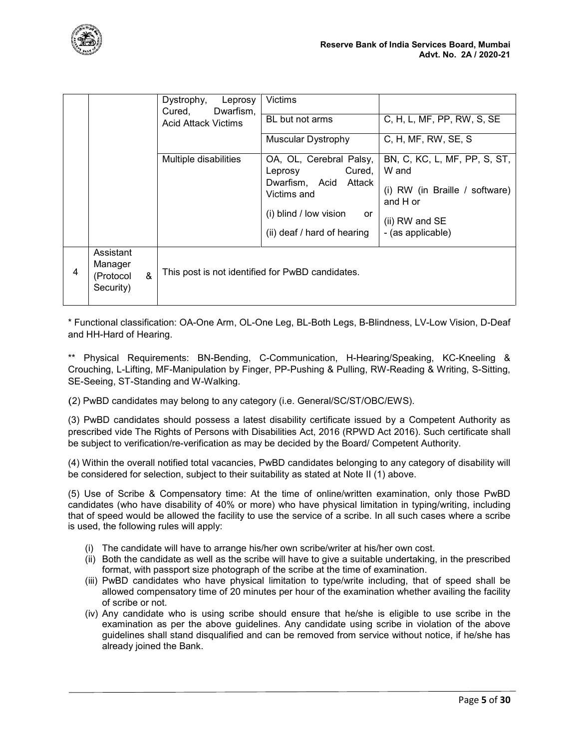| | | | | |
|---|---|---|---|---|
| | | Dystrophy, Leprosy Cured, Dwarfism, Acid Attack Victims | Victims | |
| | | | BL but not arms | C, H, L, MF, PP, RW, S, SE |
| | | | Muscular Dystrophy | C, H, MF, RW, SE, S |
| | | Multiple disabilities | OA, OL, Cerebral Palsy, Leprosy Cured, Dwarfism, Acid Attack Victims and<br>(i) blind / low vision or<br>(ii) deaf / hard of hearing | BN, C, KC, L, MF, PP, S, ST, W and<br>(i) RW (in Braille / software) and H or<br>(ii) RW and SE<br>- (as applicable) |
| 4 | Assistant Manager (Protocol & Security) | This post is not identified for PwBD candidates. | | |

* Functional classification: OA-One Arm, OL-One Leg, BL-Both Legs, B-Blindness, LV-Low Vision, D-Deaf and HH-Hard of Hearing.

** Physical Requirements: BN-Bending, C-Communication, H-Hearing/Speaking, KC-Kneeling & Crouching, L-Lifting, MF-Manipulation by Finger, PP-Pushing & Pulling, RW-Reading & Writing, S-Sitting, SE-Seeing, ST-Standing and W-Walking.

(2) PwBD candidates may belong to any category (i.e. General/SC/ST/OBC/EWS).

(3) PwBD candidates should possess a latest disability certificate issued by a Competent Authority as prescribed vide The Rights of Persons with Disabilities Act, 2016 (RPWD Act 2016). Such certificate shall be subject to verification/re-verification as may be decided by the Board/ Competent Authority.

(4) Within the overall notified total vacancies, PwBD candidates belonging to any category of disability will be considered for selection, subject to their suitability as stated at Note II (1) above.

(5) Use of Scribe & Compensatory time: At the time of online/written examination, only those PwBD candidates (who have disability of 40% or more) who have physical limitation in typing/writing, including that of speed would be allowed the facility to use the service of a scribe. In all such cases where a scribe is used, the following rules will apply:

(i) The candidate will have to arrange his/her own scribe/writer at his/her own cost.
(ii) Both the candidate as well as the scribe will have to give a suitable undertaking, in the prescribed format, with passport size photograph of the scribe at the time of examination.
(iii) PwBD candidates who have physical limitation to type/write including, that of speed shall be allowed compensatory time of 20 minutes per hour of the examination whether availing the facility of scribe or not.
(iv) Any candidate who is using scribe should ensure that he/she is eligible to use scribe in the examination as per the above guidelines. Any candidate using scribe in violation of the above guidelines shall stand disqualified and can be removed from service without notice, if he/she has already joined the Bank.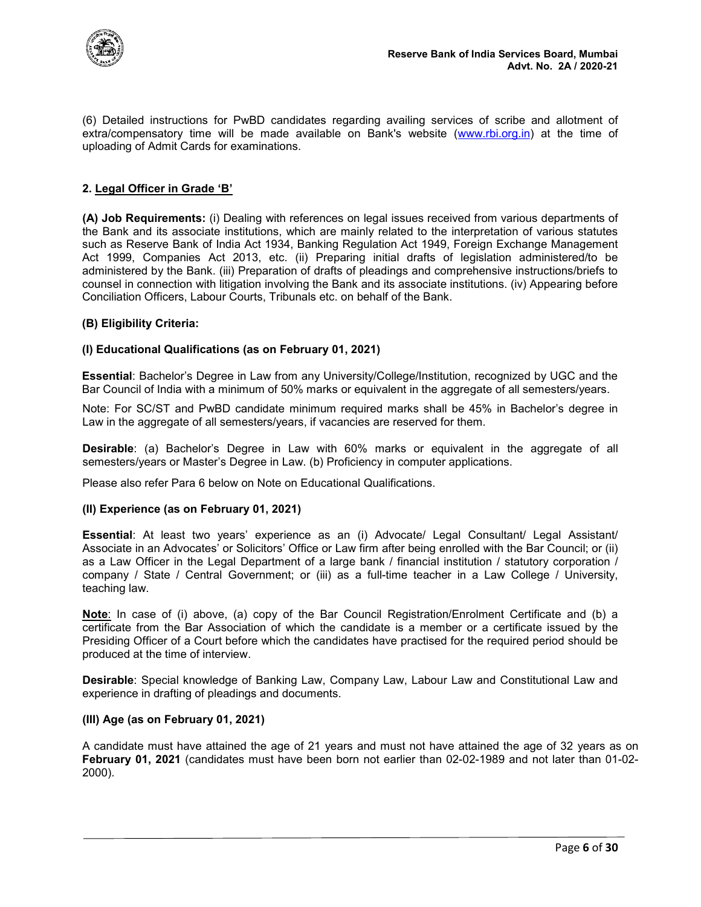(6) Detailed instructions for PwBD candidates regarding availing services of scribe and allotment of extra/compensatory time will be made available on Bank's website (www.rbi.org.in) at the time of uploading of Admit Cards for examinations.

## 2. Legal Officer in Grade 'B'

**(A) Job Requirements:** (i) Dealing with references on legal issues received from various departments of the Bank and its associate institutions, which are mainly related to the interpretation of various statutes such as Reserve Bank of India Act 1934, Banking Regulation Act 1949, Foreign Exchange Management Act 1999, Companies Act 2013, etc. (ii) Preparing initial drafts of legislation administered/to be administered by the Bank. (iii) Preparation of drafts of pleadings and comprehensive instructions/briefs to counsel in connection with litigation involving the Bank and its associate institutions. (iv) Appearing before Conciliation Officers, Labour Courts, Tribunals etc. on behalf of the Bank.

**(B) Eligibility Criteria:**

**(I) Educational Qualifications (as on February 01, 2021)**

**Essential**: Bachelor's Degree in Law from any University/College/Institution, recognized by UGC and the Bar Council of India with a minimum of 50% marks or equivalent in the aggregate of all semesters/years.

Note: For SC/ST and PwBD candidate minimum required marks shall be 45% in Bachelor's degree in Law in the aggregate of all semesters/years, if vacancies are reserved for them.

**Desirable**: (a) Bachelor's Degree in Law with 60% marks or equivalent in the aggregate of all semesters/years or Master's Degree in Law. (b) Proficiency in computer applications.

Please also refer Para 6 below on Note on Educational Qualifications.

**(II) Experience (as on February 01, 2021)**

**Essential**: At least two years' experience as an (i) Advocate/ Legal Consultant/ Legal Assistant/ Associate in an Advocates' or Solicitors' Office or Law firm after being enrolled with the Bar Council; or (ii) as a Law Officer in the Legal Department of a large bank / financial institution / statutory corporation / company / State / Central Government; or (iii) as a full-time teacher in a Law College / University, teaching law.

**Note**: In case of (i) above, (a) copy of the Bar Council Registration/Enrolment Certificate and (b) a certificate from the Bar Association of which the candidate is a member or a certificate issued by the Presiding Officer of a Court before which the candidates have practised for the required period should be produced at the time of interview.

**Desirable**: Special knowledge of Banking Law, Company Law, Labour Law and Constitutional Law and experience in drafting of pleadings and documents.

**(III) Age (as on February 01, 2021)**

A candidate must have attained the age of 21 years and must not have attained the age of 32 years as on **February 01, 2021** (candidates must have been born not earlier than 02-02-1989 and not later than 01-02-2000).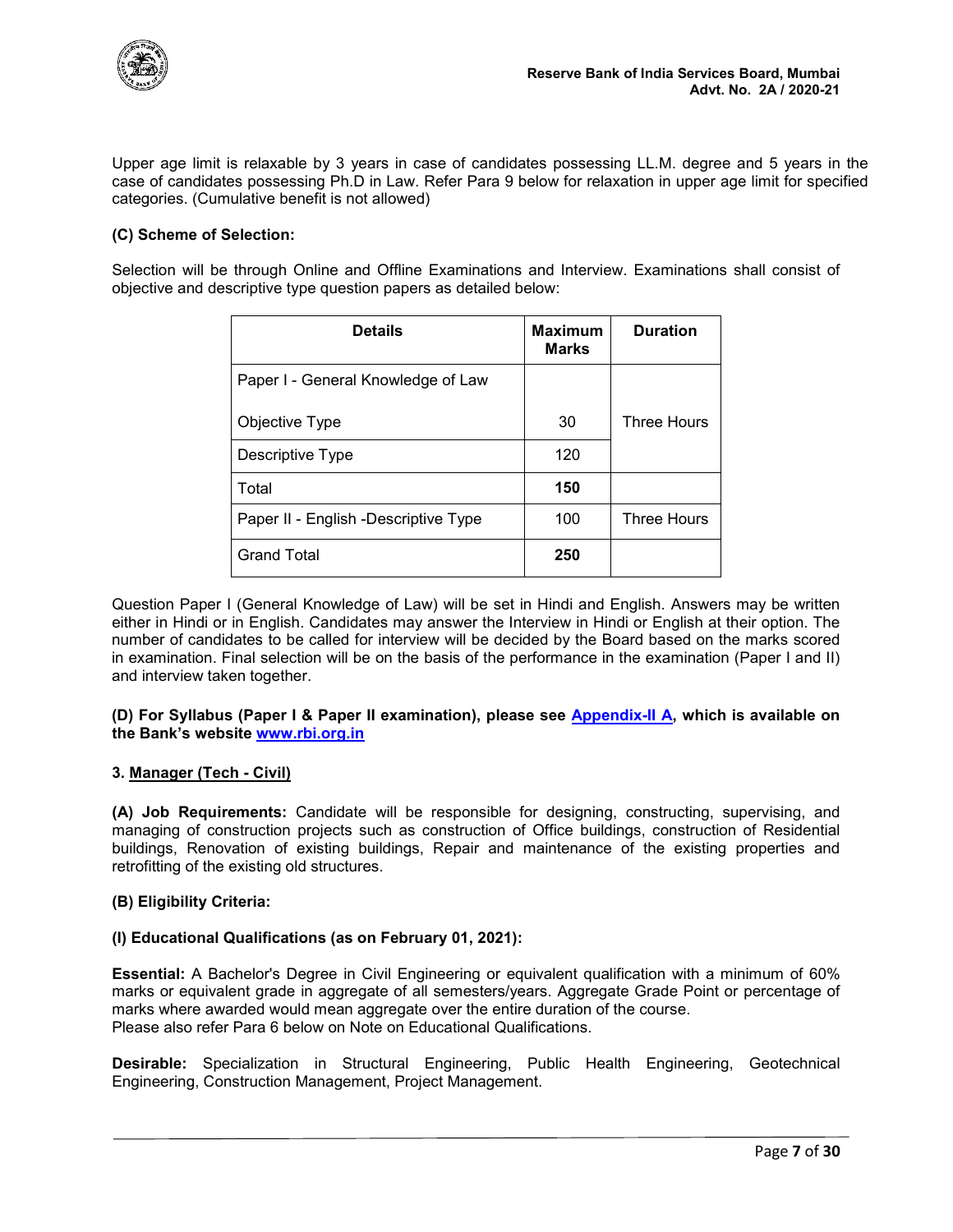Upper age limit is relaxable by 3 years in case of candidates possessing LL.M. degree and 5 years in the case of candidates possessing Ph.D in Law. Refer Para 9 below for relaxation in upper age limit for specified categories. (Cumulative benefit is not allowed)

**(C) Scheme of Selection:**

Selection will be through Online and Offline Examinations and Interview. Examinations shall consist of objective and descriptive type question papers as detailed below:

| Details | Maximum Marks | Duration |
|---|---|---|
| Paper I - General Knowledge of Law<br><br>Objective Type | 30 | Three Hours |
| Descriptive Type | 120 | |
| Total | **150** | |
| Paper II - English -Descriptive Type | 100 | Three Hours |
| Grand Total | **250** | |

Question Paper I (General Knowledge of Law) will be set in Hindi and English. Answers may be written either in Hindi or in English. Candidates may answer the Interview in Hindi or English at their option. The number of candidates to be called for interview will be decided by the Board based on the marks scored in examination. Final selection will be on the basis of the performance in the examination (Paper I and II) and interview taken together.

**(D) For Syllabus (Paper I & Paper II examination), please see Appendix-II A, which is available on the Bank's website www.rbi.org.in**

### 3. Manager (Tech - Civil)

**(A) Job Requirements:** Candidate will be responsible for designing, constructing, supervising, and managing of construction projects such as construction of Office buildings, construction of Residential buildings, Renovation of existing buildings, Repair and maintenance of the existing properties and retrofitting of the existing old structures.

**(B) Eligibility Criteria:**

**(I) Educational Qualifications (as on February 01, 2021):**

**Essential:** A Bachelor's Degree in Civil Engineering or equivalent qualification with a minimum of 60% marks or equivalent grade in aggregate of all semesters/years. Aggregate Grade Point or percentage of marks where awarded would mean aggregate over the entire duration of the course.
Please also refer Para 6 below on Note on Educational Qualifications.

**Desirable:** Specialization in Structural Engineering, Public Health Engineering, Geotechnical Engineering, Construction Management, Project Management.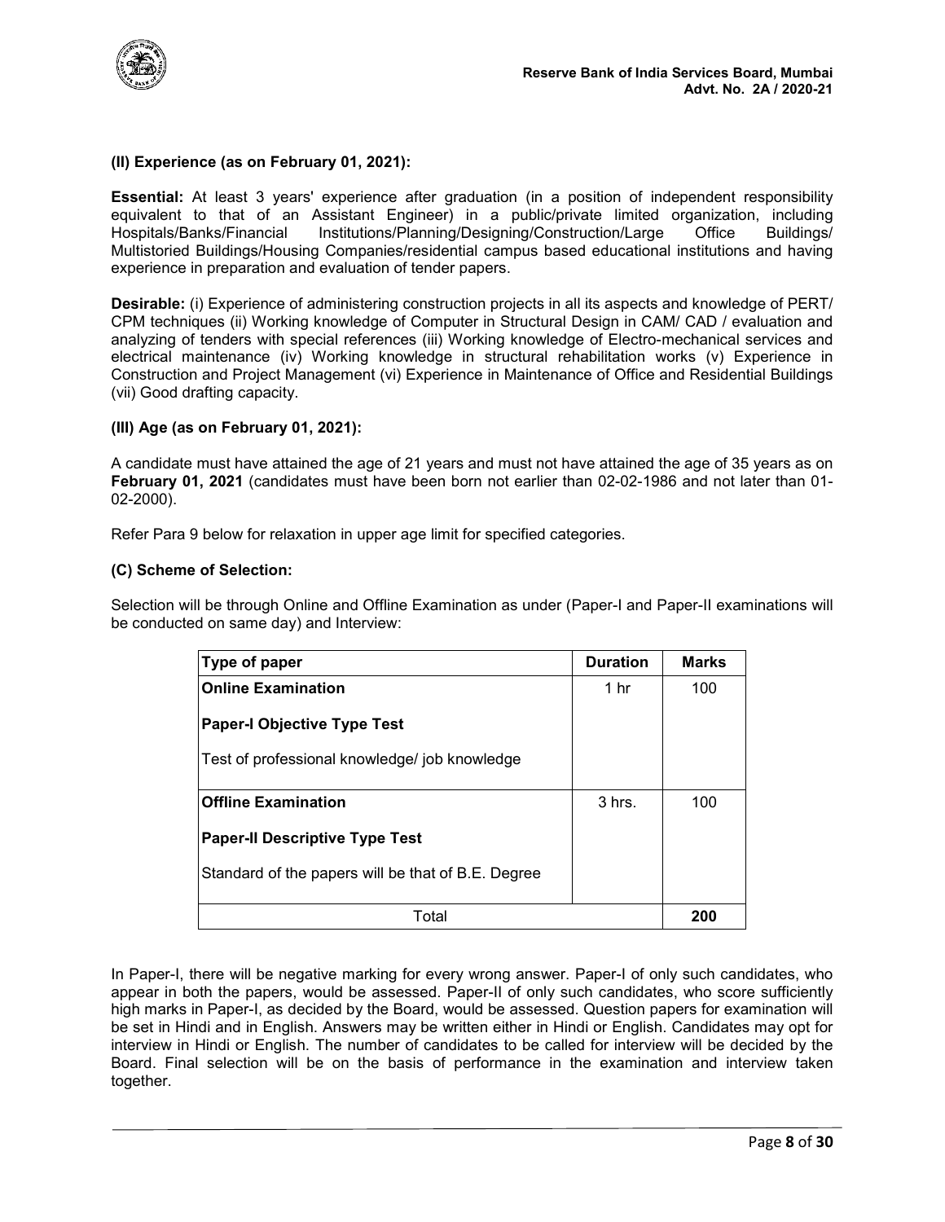### (II) Experience (as on February 01, 2021):

**Essential:** At least 3 years' experience after graduation (in a position of independent responsibility equivalent to that of an Assistant Engineer) in a public/private limited organization, including Hospitals/Banks/Financial Institutions/Planning/Designing/Construction/Large Office Buildings/ Multistoried Buildings/Housing Companies/residential campus based educational institutions and having experience in preparation and evaluation of tender papers.

**Desirable:** (i) Experience of administering construction projects in all its aspects and knowledge of PERT/ CPM techniques (ii) Working knowledge of Computer in Structural Design in CAM/ CAD / evaluation and analyzing of tenders with special references (iii) Working knowledge of Electro-mechanical services and electrical maintenance (iv) Working knowledge in structural rehabilitation works (v) Experience in Construction and Project Management (vi) Experience in Maintenance of Office and Residential Buildings (vii) Good drafting capacity.

### (III) Age (as on February 01, 2021):

A candidate must have attained the age of 21 years and must not have attained the age of 35 years as on **February 01, 2021** (candidates must have been born not earlier than 02-02-1986 and not later than 01-02-2000).

Refer Para 9 below for relaxation in upper age limit for specified categories.

### (C) Scheme of Selection:

Selection will be through Online and Offline Examination as under (Paper-I and Paper-II examinations will be conducted on same day) and Interview:

| Type of paper | Duration | Marks |
|---|---|---|
| **Online Examination**<br><br>**Paper-I Objective Type Test**<br><br>Test of professional knowledge/ job knowledge | 1 hr | 100 |
| **Offline Examination**<br><br>**Paper-II Descriptive Type Test**<br><br>Standard of the papers will be that of B.E. Degree | 3 hrs. | 100 |
| Total | | **200** |

In Paper-I, there will be negative marking for every wrong answer. Paper-I of only such candidates, who appear in both the papers, would be assessed. Paper-II of only such candidates, who score sufficiently high marks in Paper-I, as decided by the Board, would be assessed. Question papers for examination will be set in Hindi and in English. Answers may be written either in Hindi or English. Candidates may opt for interview in Hindi or English. The number of candidates to be called for interview will be decided by the Board. Final selection will be on the basis of performance in the examination and interview taken together.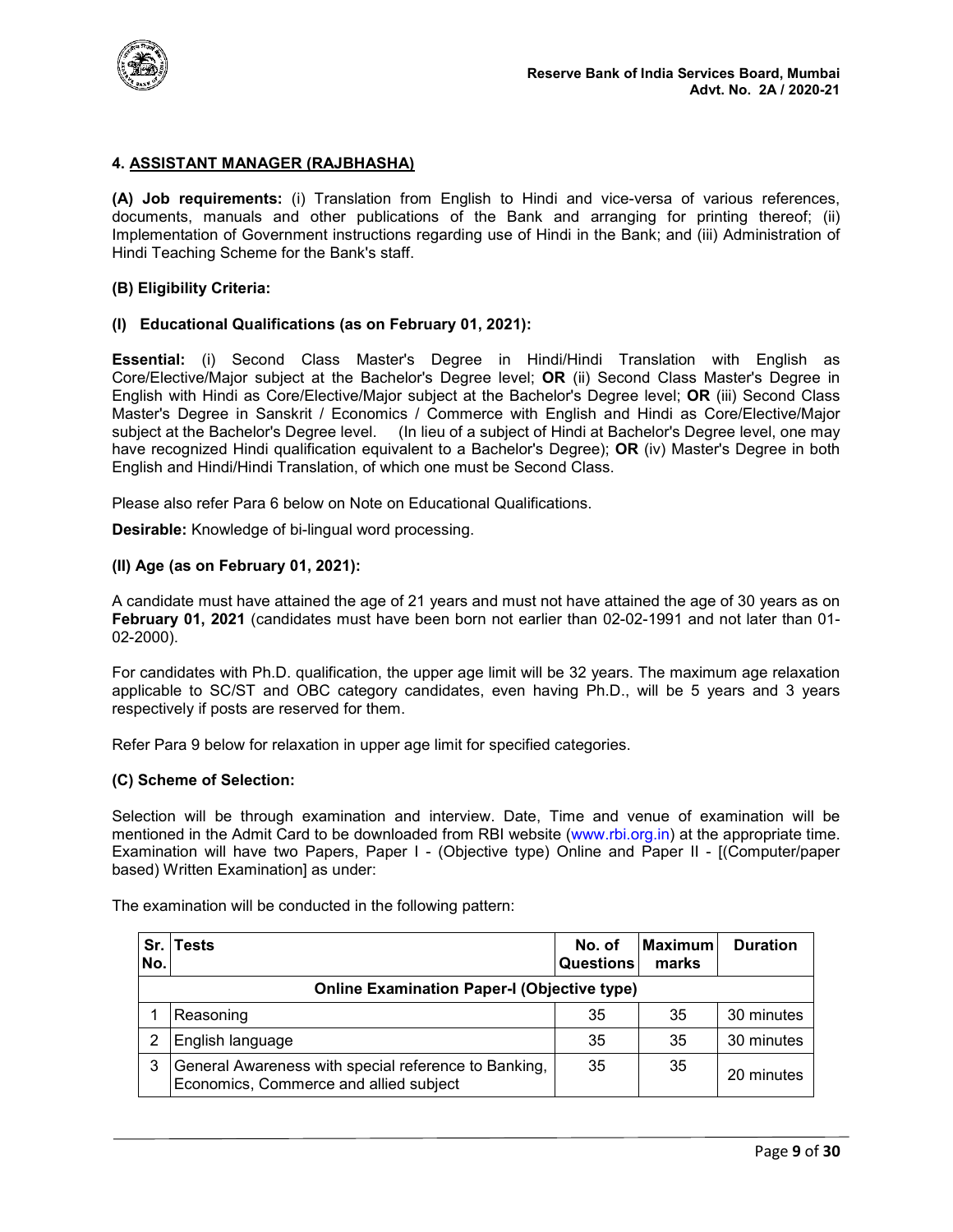## 4. ASSISTANT MANAGER (RAJBHASHA)

**(A) Job requirements:** (i) Translation from English to Hindi and vice-versa of various references, documents, manuals and other publications of the Bank and arranging for printing thereof; (ii) Implementation of Government instructions regarding use of Hindi in the Bank; and (iii) Administration of Hindi Teaching Scheme for the Bank's staff.

**(B) Eligibility Criteria:**

**(I) Educational Qualifications (as on February 01, 2021):**

**Essential:** (i) Second Class Master's Degree in Hindi/Hindi Translation with English as Core/Elective/Major subject at the Bachelor's Degree level; **OR** (ii) Second Class Master's Degree in English with Hindi as Core/Elective/Major subject at the Bachelor's Degree level; **OR** (iii) Second Class Master's Degree in Sanskrit / Economics / Commerce with English and Hindi as Core/Elective/Major subject at the Bachelor's Degree level. (In lieu of a subject of Hindi at Bachelor's Degree level, one may have recognized Hindi qualification equivalent to a Bachelor's Degree); **OR** (iv) Master's Degree in both English and Hindi/Hindi Translation, of which one must be Second Class.

Please also refer Para 6 below on Note on Educational Qualifications.

**Desirable:** Knowledge of bi-lingual word processing.

**(II) Age (as on February 01, 2021):**

A candidate must have attained the age of 21 years and must not have attained the age of 30 years as on **February 01, 2021** (candidates must have been born not earlier than 02-02-1991 and not later than 01-02-2000).

For candidates with Ph.D. qualification, the upper age limit will be 32 years. The maximum age relaxation applicable to SC/ST and OBC category candidates, even having Ph.D., will be 5 years and 3 years respectively if posts are reserved for them.

Refer Para 9 below for relaxation in upper age limit for specified categories.

**(C) Scheme of Selection:**

Selection will be through examination and interview. Date, Time and venue of examination will be mentioned in the Admit Card to be downloaded from RBI website (www.rbi.org.in) at the appropriate time. Examination will have two Papers, Paper I - (Objective type) Online and Paper II - [(Computer/paper based) Written Examination] as under:

The examination will be conducted in the following pattern:

| Sr. No. | Tests | No. of Questions | Maximum marks | Duration |
|---|---|---|---|---|
| **Online Examination Paper-I (Objective type)** | | | | |
| 1 | Reasoning | 35 | 35 | 30 minutes |
| 2 | English language | 35 | 35 | 30 minutes |
| 3 | General Awareness with special reference to Banking, Economics, Commerce and allied subject | 35 | 35 | 20 minutes |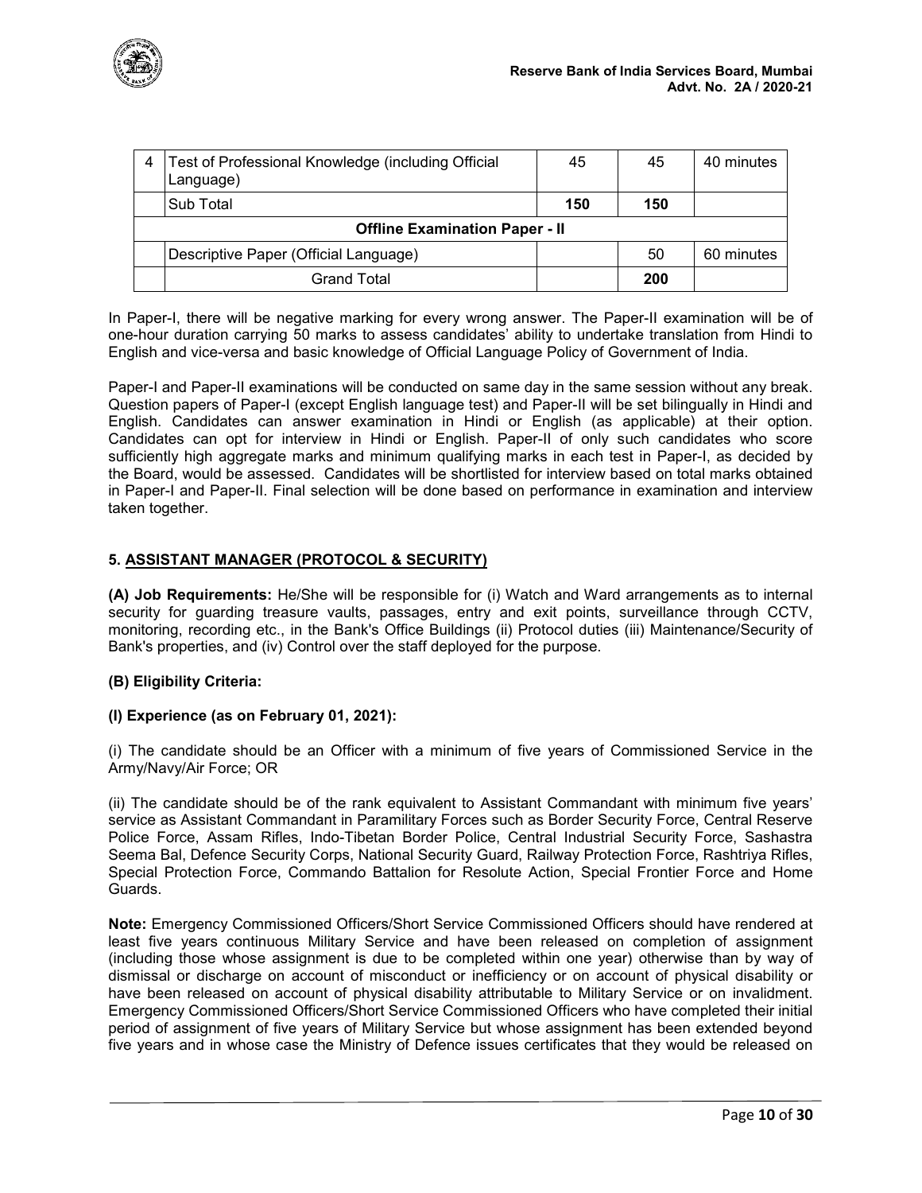| 4 | Test of Professional Knowledge (including Official Language) | 45 | 45 | 40 minutes |
|---|---|---|---|---|
| | Sub Total | **150** | **150** | |
| **Offline Examination Paper - II** | | | | |
| | Descriptive Paper (Official Language) | | 50 | 60 minutes |
| | Grand Total | | **200** | |

In Paper-I, there will be negative marking for every wrong answer. The Paper-II examination will be of one-hour duration carrying 50 marks to assess candidates' ability to undertake translation from Hindi to English and vice-versa and basic knowledge of Official Language Policy of Government of India.

Paper-I and Paper-II examinations will be conducted on same day in the same session without any break. Question papers of Paper-I (except English language test) and Paper-II will be set bilingually in Hindi and English. Candidates can answer examination in Hindi or English (as applicable) at their option. Candidates can opt for interview in Hindi or English. Paper-II of only such candidates who score sufficiently high aggregate marks and minimum qualifying marks in each test in Paper-I, as decided by the Board, would be assessed. Candidates will be shortlisted for interview based on total marks obtained in Paper-I and Paper-II. Final selection will be done based on performance in examination and interview taken together.

### 5. ASSISTANT MANAGER (PROTOCOL & SECURITY)

**(A) Job Requirements:** He/She will be responsible for (i) Watch and Ward arrangements as to internal security for guarding treasure vaults, passages, entry and exit points, surveillance through CCTV, monitoring, recording etc., in the Bank's Office Buildings (ii) Protocol duties (iii) Maintenance/Security of Bank's properties, and (iv) Control over the staff deployed for the purpose.

**(B) Eligibility Criteria:**

**(I) Experience (as on February 01, 2021):**

(i) The candidate should be an Officer with a minimum of five years of Commissioned Service in the Army/Navy/Air Force; OR

(ii) The candidate should be of the rank equivalent to Assistant Commandant with minimum five years' service as Assistant Commandant in Paramilitary Forces such as Border Security Force, Central Reserve Police Force, Assam Rifles, Indo-Tibetan Border Police, Central Industrial Security Force, Sashastra Seema Bal, Defence Security Corps, National Security Guard, Railway Protection Force, Rashtriya Rifles, Special Protection Force, Commando Battalion for Resolute Action, Special Frontier Force and Home Guards.

**Note:** Emergency Commissioned Officers/Short Service Commissioned Officers should have rendered at least five years continuous Military Service and have been released on completion of assignment (including those whose assignment is due to be completed within one year) otherwise than by way of dismissal or discharge on account of misconduct or inefficiency or on account of physical disability or have been released on account of physical disability attributable to Military Service or on invalidment. Emergency Commissioned Officers/Short Service Commissioned Officers who have completed their initial period of assignment of five years of Military Service but whose assignment has been extended beyond five years and in whose case the Ministry of Defence issues certificates that they would be released on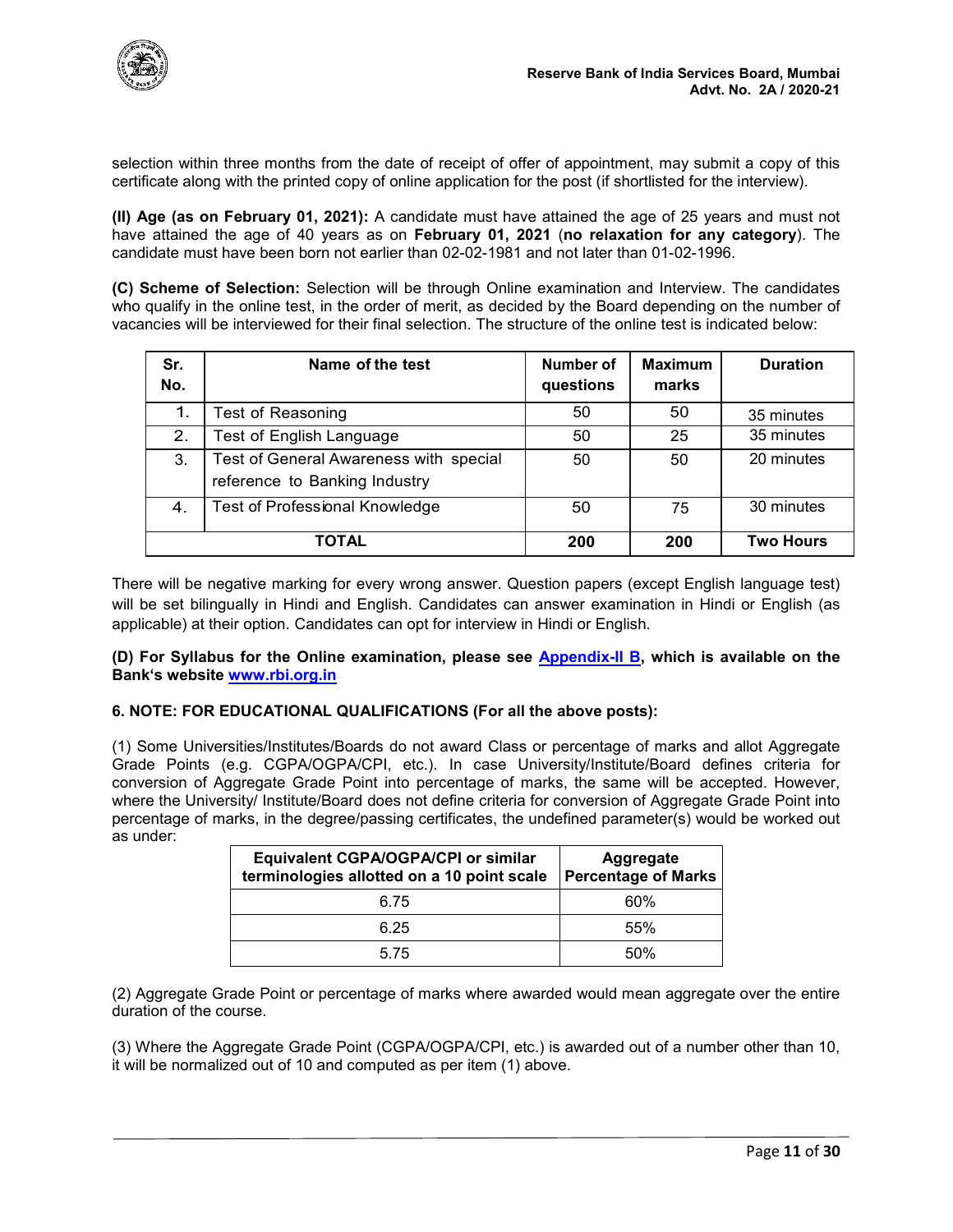selection within three months from the date of receipt of offer of appointment, may submit a copy of this certificate along with the printed copy of online application for the post (if shortlisted for the interview).

**(II) Age (as on February 01, 2021):** A candidate must have attained the age of 25 years and must not have attained the age of 40 years as on **February 01, 2021** (**no relaxation for any category**). The candidate must have been born not earlier than 02-02-1981 and not later than 01-02-1996.

**(C) Scheme of Selection:** Selection will be through Online examination and Interview. The candidates who qualify in the online test, in the order of merit, as decided by the Board depending on the number of vacancies will be interviewed for their final selection. The structure of the online test is indicated below:

| Sr. No. | Name of the test | Number of questions | Maximum marks | Duration |
|---|---|---|---|---|
| 1. | Test of Reasoning | 50 | 50 | 35 minutes |
| 2. | Test of English Language | 50 | 25 | 35 minutes |
| 3. | Test of General Awareness with special reference to Banking Industry | 50 | 50 | 20 minutes |
| 4. | Test of Professional Knowledge | 50 | 75 | 30 minutes |
| **TOTAL** | | **200** | **200** | **Two Hours** |

There will be negative marking for every wrong answer. Question papers (except English language test) will be set bilingually in Hindi and English. Candidates can answer examination in Hindi or English (as applicable) at their option. Candidates can opt for interview in Hindi or English.

**(D) For Syllabus for the Online examination, please see Appendix-II B, which is available on the Bank's website www.rbi.org.in**

**6. NOTE: FOR EDUCATIONAL QUALIFICATIONS (For all the above posts):**

(1) Some Universities/Institutes/Boards do not award Class or percentage of marks and allot Aggregate Grade Points (e.g. CGPA/OGPA/CPI, etc.). In case University/Institute/Board defines criteria for conversion of Aggregate Grade Point into percentage of marks, the same will be accepted. However, where the University/ Institute/Board does not define criteria for conversion of Aggregate Grade Point into percentage of marks, in the degree/passing certificates, the undefined parameter(s) would be worked out as under:

| Equivalent CGPA/OGPA/CPI or similar terminologies allotted on a 10 point scale | Aggregate Percentage of Marks |
|---|---|
| 6.75 | 60% |
| 6.25 | 55% |
| 5.75 | 50% |

(2) Aggregate Grade Point or percentage of marks where awarded would mean aggregate over the entire duration of the course.

(3) Where the Aggregate Grade Point (CGPA/OGPA/CPI, etc.) is awarded out of a number other than 10, it will be normalized out of 10 and computed as per item (1) above.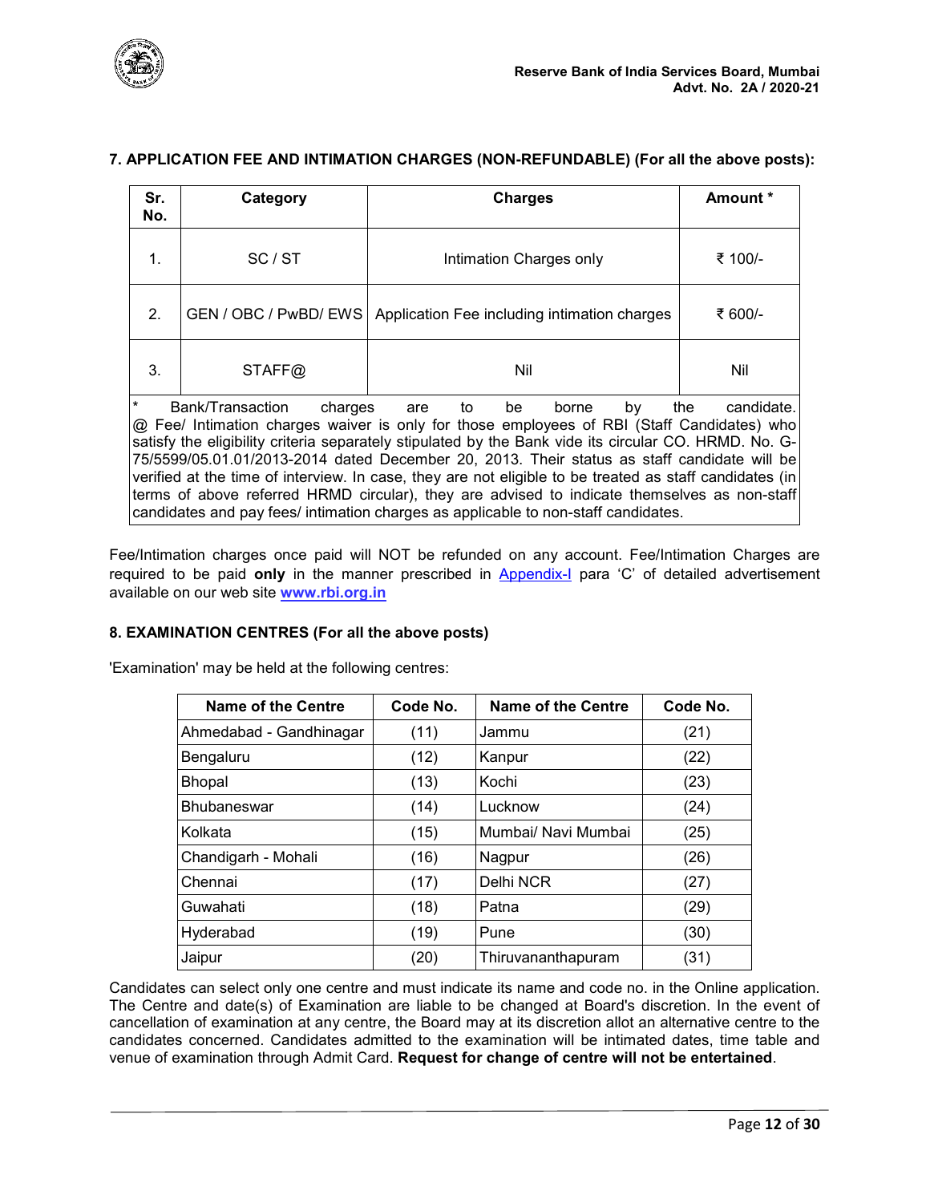## 7. APPLICATION FEE AND INTIMATION CHARGES (NON-REFUNDABLE) (For all the above posts):

| Sr. No. | Category | Charges | Amount * |
|---|---|---|---|
| 1. | SC / ST | Intimation Charges only | ₹ 100/- |
| 2. | GEN / OBC / PwBD/ EWS | Application Fee including intimation charges | ₹ 600/- |
| 3. | STAFF@ | Nil | Nil |

\* Bank/Transaction charges are to be borne by the candidate.
@ Fee/ Intimation charges waiver is only for those employees of RBI (Staff Candidates) who satisfy the eligibility criteria separately stipulated by the Bank vide its circular CO. HRMD. No. G-75/5599/05.01.01/2013-2014 dated December 20, 2013. Their status as staff candidate will be verified at the time of interview. In case, they are not eligible to be treated as staff candidates (in terms of above referred HRMD circular), they are advised to indicate themselves as non-staff candidates and pay fees/ intimation charges as applicable to non-staff candidates.

Fee/Intimation charges once paid will NOT be refunded on any account. Fee/Intimation Charges are required to be paid **only** in the manner prescribed in Appendix-I para 'C' of detailed advertisement available on our web site **www.rbi.org.in**

## 8. EXAMINATION CENTRES (For all the above posts)

'Examination' may be held at the following centres:

| Name of the Centre | Code No. | Name of the Centre | Code No. |
|---|---|---|---|
| Ahmedabad - Gandhinagar | (11) | Jammu | (21) |
| Bengaluru | (12) | Kanpur | (22) |
| Bhopal | (13) | Kochi | (23) |
| Bhubaneswar | (14) | Lucknow | (24) |
| Kolkata | (15) | Mumbai/ Navi Mumbai | (25) |
| Chandigarh - Mohali | (16) | Nagpur | (26) |
| Chennai | (17) | Delhi NCR | (27) |
| Guwahati | (18) | Patna | (29) |
| Hyderabad | (19) | Pune | (30) |
| Jaipur | (20) | Thiruvananthapuram | (31) |

Candidates can select only one centre and must indicate its name and code no. in the Online application. The Centre and date(s) of Examination are liable to be changed at Board's discretion. In the event of cancellation of examination at any centre, the Board may at its discretion allot an alternative centre to the candidates concerned. Candidates admitted to the examination will be intimated dates, time table and venue of examination through Admit Card. **Request for change of centre will not be entertained**.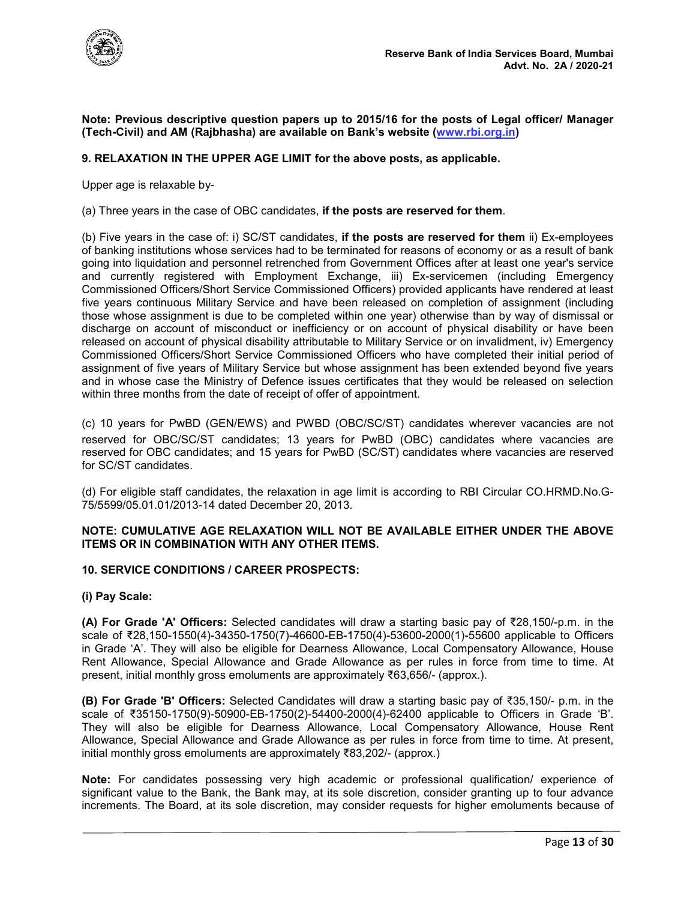**Note: Previous descriptive question papers up to 2015/16 for the posts of Legal officer/ Manager (Tech-Civil) and AM (Rajbhasha) are available on Bank's website (www.rbi.org.in)**

## 9. RELAXATION IN THE UPPER AGE LIMIT for the above posts, as applicable.

Upper age is relaxable by-

(a) Three years in the case of OBC candidates, **if the posts are reserved for them**.

(b) Five years in the case of: i) SC/ST candidates, **if the posts are reserved for them** ii) Ex-employees of banking institutions whose services had to be terminated for reasons of economy or as a result of bank going into liquidation and personnel retrenched from Government Offices after at least one year's service and currently registered with Employment Exchange, iii) Ex-servicemen (including Emergency Commissioned Officers/Short Service Commissioned Officers) provided applicants have rendered at least five years continuous Military Service and have been released on completion of assignment (including those whose assignment is due to be completed within one year) otherwise than by way of dismissal or discharge on account of misconduct or inefficiency or on account of physical disability or have been released on account of physical disability attributable to Military Service or on invalidment, iv) Emergency Commissioned Officers/Short Service Commissioned Officers who have completed their initial period of assignment of five years of Military Service but whose assignment has been extended beyond five years and in whose case the Ministry of Defence issues certificates that they would be released on selection within three months from the date of receipt of offer of appointment.

(c) 10 years for PwBD (GEN/EWS) and PWBD (OBC/SC/ST) candidates wherever vacancies are not reserved for OBC/SC/ST candidates; 13 years for PwBD (OBC) candidates where vacancies are reserved for OBC candidates; and 15 years for PwBD (SC/ST) candidates where vacancies are reserved for SC/ST candidates.

(d) For eligible staff candidates, the relaxation in age limit is according to RBI Circular CO.HRMD.No.G-75/5599/05.01.01/2013-14 dated December 20, 2013.

**NOTE: CUMULATIVE AGE RELAXATION WILL NOT BE AVAILABLE EITHER UNDER THE ABOVE ITEMS OR IN COMBINATION WITH ANY OTHER ITEMS.**

## 10. SERVICE CONDITIONS / CAREER PROSPECTS:

### (i) Pay Scale:

**(A) For Grade 'A' Officers:** Selected candidates will draw a starting basic pay of ₹28,150/-p.m. in the scale of ₹28,150-1550(4)-34350-1750(7)-46600-EB-1750(4)-53600-2000(1)-55600 applicable to Officers in Grade 'A'. They will also be eligible for Dearness Allowance, Local Compensatory Allowance, House Rent Allowance, Special Allowance and Grade Allowance as per rules in force from time to time. At present, initial monthly gross emoluments are approximately ₹63,656/- (approx.).

**(B) For Grade 'B' Officers:** Selected Candidates will draw a starting basic pay of ₹35,150/- p.m. in the scale of ₹35150-1750(9)-50900-EB-1750(2)-54400-2000(4)-62400 applicable to Officers in Grade 'B'. They will also be eligible for Dearness Allowance, Local Compensatory Allowance, House Rent Allowance, Special Allowance and Grade Allowance as per rules in force from time to time. At present, initial monthly gross emoluments are approximately ₹83,202/- (approx.)

**Note:** For candidates possessing very high academic or professional qualification/ experience of significant value to the Bank, the Bank may, at its sole discretion, consider granting up to four advance increments. The Board, at its sole discretion, may consider requests for higher emoluments because of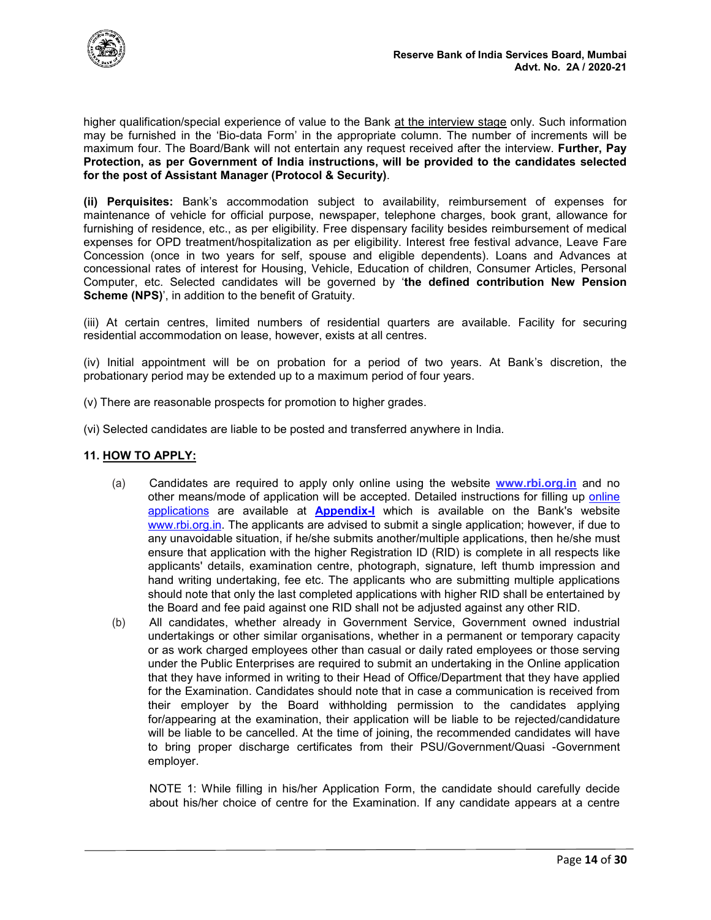higher qualification/special experience of value to the Bank at the interview stage only. Such information may be furnished in the 'Bio-data Form' in the appropriate column. The number of increments will be maximum four. The Board/Bank will not entertain any request received after the interview. **Further, Pay Protection, as per Government of India instructions, will be provided to the candidates selected for the post of Assistant Manager (Protocol & Security)**.

**(ii) Perquisites:** Bank's accommodation subject to availability, reimbursement of expenses for maintenance of vehicle for official purpose, newspaper, telephone charges, book grant, allowance for furnishing of residence, etc., as per eligibility. Free dispensary facility besides reimbursement of medical expenses for OPD treatment/hospitalization as per eligibility. Interest free festival advance, Leave Fare Concession (once in two years for self, spouse and eligible dependents). Loans and Advances at concessional rates of interest for Housing, Vehicle, Education of children, Consumer Articles, Personal Computer, etc. Selected candidates will be governed by '**the defined contribution New Pension Scheme (NPS)**', in addition to the benefit of Gratuity.

(iii) At certain centres, limited numbers of residential quarters are available. Facility for securing residential accommodation on lease, however, exists at all centres.

(iv) Initial appointment will be on probation for a period of two years. At Bank's discretion, the probationary period may be extended up to a maximum period of four years.

(v) There are reasonable prospects for promotion to higher grades.

(vi) Selected candidates are liable to be posted and transferred anywhere in India.

## 11. HOW TO APPLY:

(a) Candidates are required to apply only online using the website **www.rbi.org.in** and no other means/mode of application will be accepted. Detailed instructions for filling up online applications are available at **Appendix-I** which is available on the Bank's website www.rbi.org.in. The applicants are advised to submit a single application; however, if due to any unavoidable situation, if he/she submits another/multiple applications, then he/she must ensure that application with the higher Registration ID (RID) is complete in all respects like applicants' details, examination centre, photograph, signature, left thumb impression and hand writing undertaking, fee etc. The applicants who are submitting multiple applications should note that only the last completed applications with higher RID shall be entertained by the Board and fee paid against one RID shall not be adjusted against any other RID.

(b) All candidates, whether already in Government Service, Government owned industrial undertakings or other similar organisations, whether in a permanent or temporary capacity or as work charged employees other than casual or daily rated employees or those serving under the Public Enterprises are required to submit an undertaking in the Online application that they have informed in writing to their Head of Office/Department that they have applied for the Examination. Candidates should note that in case a communication is received from their employer by the Board withholding permission to the candidates applying for/appearing at the examination, their application will be liable to be rejected/candidature will be liable to be cancelled. At the time of joining, the recommended candidates will have to bring proper discharge certificates from their PSU/Government/Quasi -Government employer.

NOTE 1: While filling in his/her Application Form, the candidate should carefully decide about his/her choice of centre for the Examination. If any candidate appears at a centre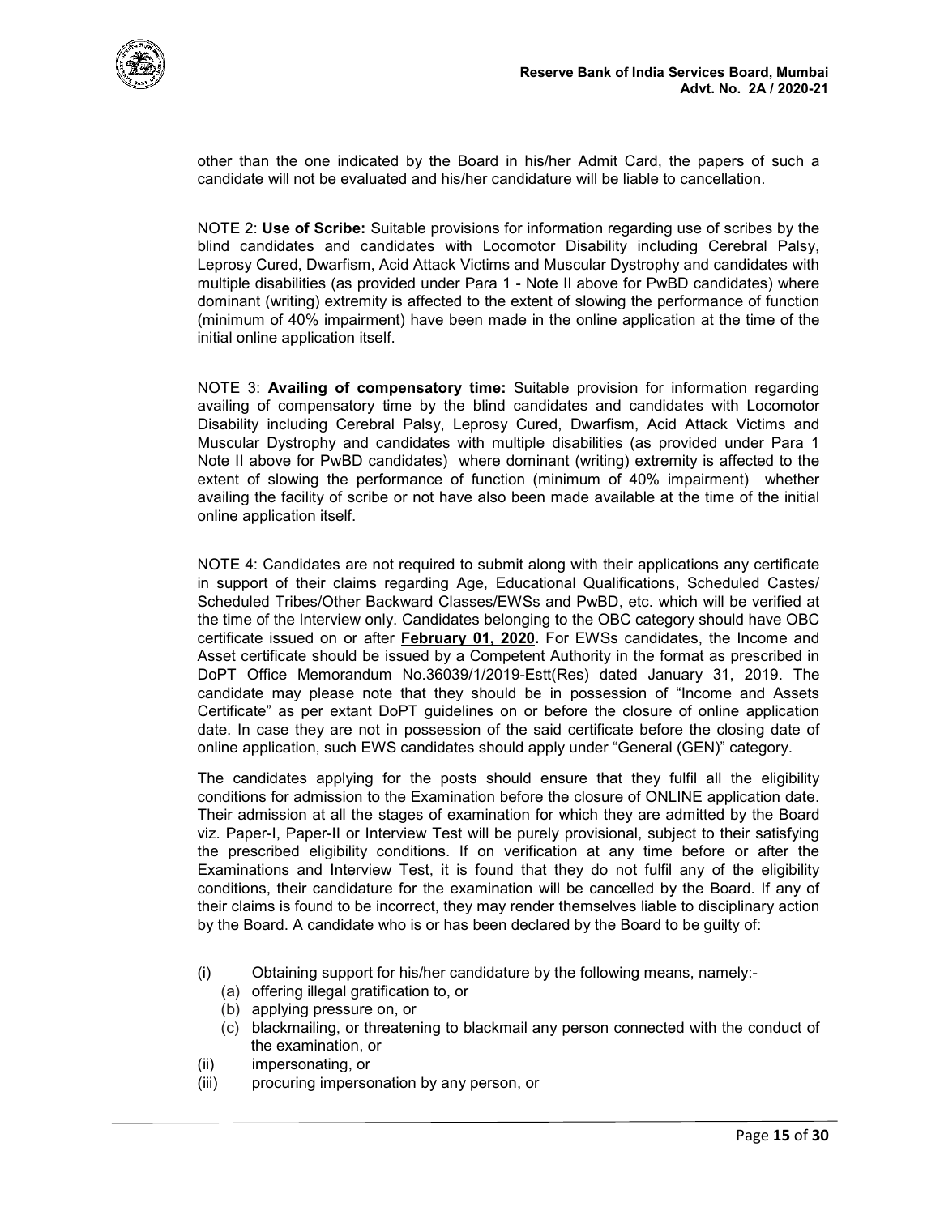other than the one indicated by the Board in his/her Admit Card, the papers of such a candidate will not be evaluated and his/her candidature will be liable to cancellation.

NOTE 2: **Use of Scribe:** Suitable provisions for information regarding use of scribes by the blind candidates and candidates with Locomotor Disability including Cerebral Palsy, Leprosy Cured, Dwarfism, Acid Attack Victims and Muscular Dystrophy and candidates with multiple disabilities (as provided under Para 1 - Note II above for PwBD candidates) where dominant (writing) extremity is affected to the extent of slowing the performance of function (minimum of 40% impairment) have been made in the online application at the time of the initial online application itself.

NOTE 3: **Availing of compensatory time:** Suitable provision for information regarding availing of compensatory time by the blind candidates and candidates with Locomotor Disability including Cerebral Palsy, Leprosy Cured, Dwarfism, Acid Attack Victims and Muscular Dystrophy and candidates with multiple disabilities (as provided under Para 1 Note II above for PwBD candidates) where dominant (writing) extremity is affected to the extent of slowing the performance of function (minimum of 40% impairment) whether availing the facility of scribe or not have also been made available at the time of the initial online application itself.

NOTE 4: Candidates are not required to submit along with their applications any certificate in support of their claims regarding Age, Educational Qualifications, Scheduled Castes/ Scheduled Tribes/Other Backward Classes/EWSs and PwBD, etc. which will be verified at the time of the Interview only. Candidates belonging to the OBC category should have OBC certificate issued on or after **February 01, 2020.** For EWSs candidates, the Income and Asset certificate should be issued by a Competent Authority in the format as prescribed in DoPT Office Memorandum No.36039/1/2019-Estt(Res) dated January 31, 2019. The candidate may please note that they should be in possession of "Income and Assets Certificate" as per extant DoPT guidelines on or before the closure of online application date. In case they are not in possession of the said certificate before the closing date of online application, such EWS candidates should apply under "General (GEN)" category.

The candidates applying for the posts should ensure that they fulfil all the eligibility conditions for admission to the Examination before the closure of ONLINE application date. Their admission at all the stages of examination for which they are admitted by the Board viz. Paper-I, Paper-II or Interview Test will be purely provisional, subject to their satisfying the prescribed eligibility conditions. If on verification at any time before or after the Examinations and Interview Test, it is found that they do not fulfil any of the eligibility conditions, their candidature for the examination will be cancelled by the Board. If any of their claims is found to be incorrect, they may render themselves liable to disciplinary action by the Board. A candidate who is or has been declared by the Board to be guilty of:

(i) Obtaining support for his/her candidature by the following means, namely:-
   (a) offering illegal gratification to, or
   (b) applying pressure on, or
   (c) blackmailing, or threatening to blackmail any person connected with the conduct of the examination, or
(ii) impersonating, or
(iii) procuring impersonation by any person, or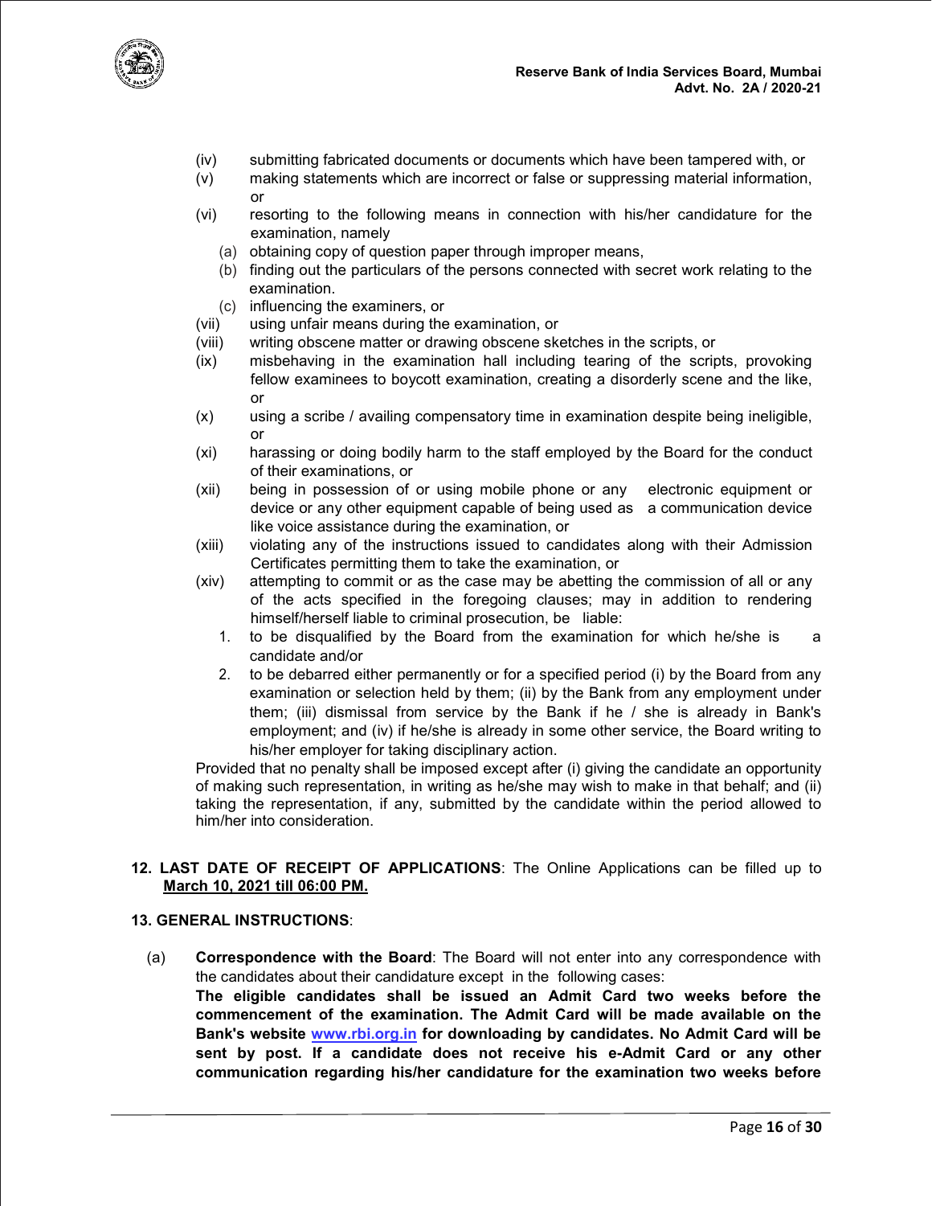- (iv) submitting fabricated documents or documents which have been tampered with, or
- (v) making statements which are incorrect or false or suppressing material information, or
- (vi) resorting to the following means in connection with his/her candidature for the examination, namely
  - (a) obtaining copy of question paper through improper means,
  - (b) finding out the particulars of the persons connected with secret work relating to the examination.
  - (c) influencing the examiners, or
- (vii) using unfair means during the examination, or
- (viii) writing obscene matter or drawing obscene sketches in the scripts, or
- (ix) misbehaving in the examination hall including tearing of the scripts, provoking fellow examinees to boycott examination, creating a disorderly scene and the like, or
- (x) using a scribe / availing compensatory time in examination despite being ineligible, or
- (xi) harassing or doing bodily harm to the staff employed by the Board for the conduct of their examinations, or
- (xii) being in possession of or using mobile phone or any electronic equipment or device or any other equipment capable of being used as a communication device like voice assistance during the examination, or
- (xiii) violating any of the instructions issued to candidates along with their Admission Certificates permitting them to take the examination, or
- (xiv) attempting to commit or as the case may be abetting the commission of all or any of the acts specified in the foregoing clauses; may in addition to rendering himself/herself liable to criminal prosecution, be liable:
  1. to be disqualified by the Board from the examination for which he/she is a candidate and/or
  2. to be debarred either permanently or for a specified period (i) by the Board from any examination or selection held by them; (ii) by the Bank from any employment under them; (iii) dismissal from service by the Bank if he / she is already in Bank's employment; and (iv) if he/she is already in some other service, the Board writing to his/her employer for taking disciplinary action.

Provided that no penalty shall be imposed except after (i) giving the candidate an opportunity of making such representation, in writing as he/she may wish to make in that behalf; and (ii) taking the representation, if any, submitted by the candidate within the period allowed to him/her into consideration.

**12. LAST DATE OF RECEIPT OF APPLICATIONS**: The Online Applications can be filled up to **March 10, 2021 till 06:00 PM.**

**13. GENERAL INSTRUCTIONS**:

(a) **Correspondence with the Board**: The Board will not enter into any correspondence with the candidates about their candidature except in the following cases:
**The eligible candidates shall be issued an Admit Card two weeks before the commencement of the examination. The Admit Card will be made available on the Bank's website www.rbi.org.in for downloading by candidates. No Admit Card will be sent by post. If a candidate does not receive his e-Admit Card or any other communication regarding his/her candidature for the examination two weeks before**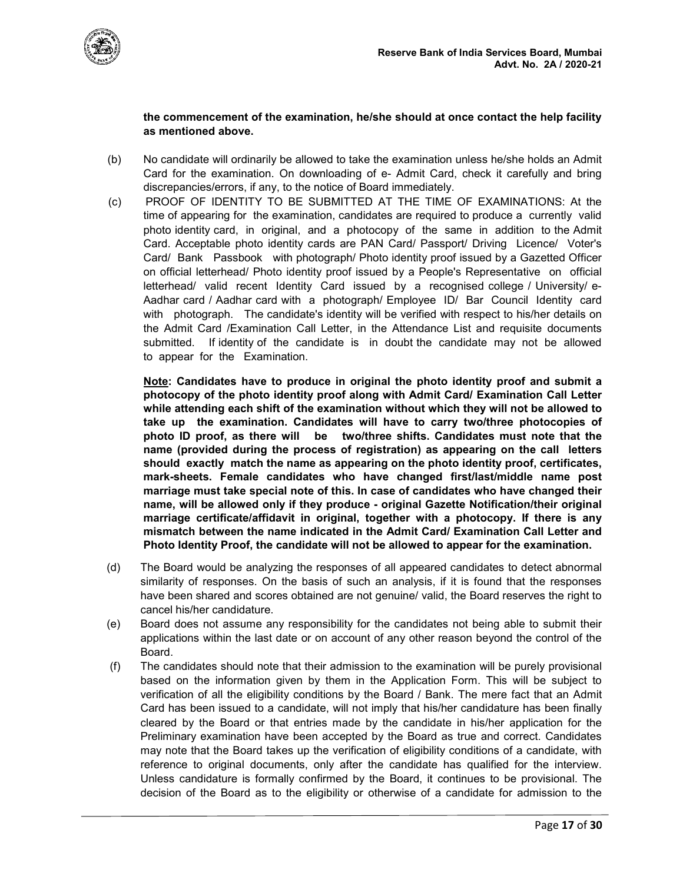**the commencement of the examination, he/she should at once contact the help facility as mentioned above.**

(b) No candidate will ordinarily be allowed to take the examination unless he/she holds an Admit Card for the examination. On downloading of e- Admit Card, check it carefully and bring discrepancies/errors, if any, to the notice of Board immediately.

(c) PROOF OF IDENTITY TO BE SUBMITTED AT THE TIME OF EXAMINATIONS: At the time of appearing for the examination, candidates are required to produce a currently valid photo identity card, in original, and a photocopy of the same in addition to the Admit Card. Acceptable photo identity cards are PAN Card/ Passport/ Driving Licence/ Voter's Card/ Bank Passbook with photograph/ Photo identity proof issued by a Gazetted Officer on official letterhead/ Photo identity proof issued by a People's Representative on official letterhead/ valid recent Identity Card issued by a recognised college / University/ e-Aadhar card / Aadhar card with a photograph/ Employee ID/ Bar Council Identity card with photograph. The candidate's identity will be verified with respect to his/her details on the Admit Card /Examination Call Letter, in the Attendance List and requisite documents submitted. If identity of the candidate is in doubt the candidate may not be allowed to appear for the Examination.

**<u>Note</u>: Candidates have to produce in original the photo identity proof and submit a photocopy of the photo identity proof along with Admit Card/ Examination Call Letter while attending each shift of the examination without which they will not be allowed to take up the examination. Candidates will have to carry two/three photocopies of photo ID proof, as there will be two/three shifts. Candidates must note that the name (provided during the process of registration) as appearing on the call letters should exactly match the name as appearing on the photo identity proof, certificates, mark-sheets. Female candidates who have changed first/last/middle name post marriage must take special note of this. In case of candidates who have changed their name, will be allowed only if they produce - original Gazette Notification/their original marriage certificate/affidavit in original, together with a photocopy. If there is any mismatch between the name indicated in the Admit Card/ Examination Call Letter and Photo Identity Proof, the candidate will not be allowed to appear for the examination.**

(d) The Board would be analyzing the responses of all appeared candidates to detect abnormal similarity of responses. On the basis of such an analysis, if it is found that the responses have been shared and scores obtained are not genuine/ valid, the Board reserves the right to cancel his/her candidature.

(e) Board does not assume any responsibility for the candidates not being able to submit their applications within the last date or on account of any other reason beyond the control of the Board.

(f) The candidates should note that their admission to the examination will be purely provisional based on the information given by them in the Application Form. This will be subject to verification of all the eligibility conditions by the Board / Bank. The mere fact that an Admit Card has been issued to a candidate, will not imply that his/her candidature has been finally cleared by the Board or that entries made by the candidate in his/her application for the Preliminary examination have been accepted by the Board as true and correct. Candidates may note that the Board takes up the verification of eligibility conditions of a candidate, with reference to original documents, only after the candidate has qualified for the interview. Unless candidature is formally confirmed by the Board, it continues to be provisional. The decision of the Board as to the eligibility or otherwise of a candidate for admission to the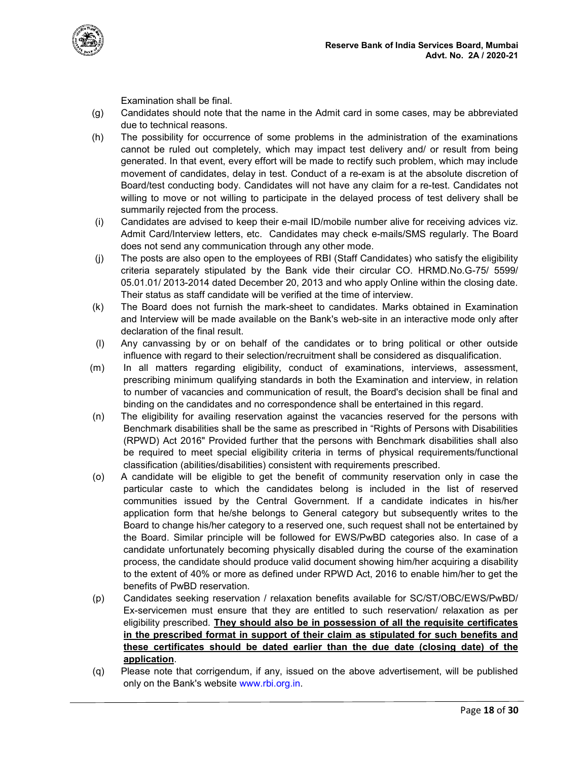Examination shall be final.

(g) Candidates should note that the name in the Admit card in some cases, may be abbreviated due to technical reasons.

(h) The possibility for occurrence of some problems in the administration of the examinations cannot be ruled out completely, which may impact test delivery and/ or result from being generated. In that event, every effort will be made to rectify such problem, which may include movement of candidates, delay in test. Conduct of a re-exam is at the absolute discretion of Board/test conducting body. Candidates will not have any claim for a re-test. Candidates not willing to move or not willing to participate in the delayed process of test delivery shall be summarily rejected from the process.

(i) Candidates are advised to keep their e-mail ID/mobile number alive for receiving advices viz. Admit Card/Interview letters, etc. Candidates may check e-mails/SMS regularly. The Board does not send any communication through any other mode.

(j) The posts are also open to the employees of RBI (Staff Candidates) who satisfy the eligibility criteria separately stipulated by the Bank vide their circular CO. HRMD.No.G-75/ 5599/ 05.01.01/ 2013-2014 dated December 20, 2013 and who apply Online within the closing date. Their status as staff candidate will be verified at the time of interview.

(k) The Board does not furnish the mark-sheet to candidates. Marks obtained in Examination and Interview will be made available on the Bank's web-site in an interactive mode only after declaration of the final result.

(l) Any canvassing by or on behalf of the candidates or to bring political or other outside influence with regard to their selection/recruitment shall be considered as disqualification.

(m) In all matters regarding eligibility, conduct of examinations, interviews, assessment, prescribing minimum qualifying standards in both the Examination and interview, in relation to number of vacancies and communication of result, the Board's decision shall be final and binding on the candidates and no correspondence shall be entertained in this regard.

(n) The eligibility for availing reservation against the vacancies reserved for the persons with Benchmark disabilities shall be the same as prescribed in "Rights of Persons with Disabilities (RPWD) Act 2016" Provided further that the persons with Benchmark disabilities shall also be required to meet special eligibility criteria in terms of physical requirements/functional classification (abilities/disabilities) consistent with requirements prescribed.

(o) A candidate will be eligible to get the benefit of community reservation only in case the particular caste to which the candidates belong is included in the list of reserved communities issued by the Central Government. If a candidate indicates in his/her application form that he/she belongs to General category but subsequently writes to the Board to change his/her category to a reserved one, such request shall not be entertained by the Board. Similar principle will be followed for EWS/PwBD categories also. In case of a candidate unfortunately becoming physically disabled during the course of the examination process, the candidate should produce valid document showing him/her acquiring a disability to the extent of 40% or more as defined under RPWD Act, 2016 to enable him/her to get the benefits of PwBD reservation.

(p) Candidates seeking reservation / relaxation benefits available for SC/ST/OBC/EWS/PwBD/ Ex-servicemen must ensure that they are entitled to such reservation/ relaxation as per eligibility prescribed. **They should also be in possession of all the requisite certificates in the prescribed format in support of their claim as stipulated for such benefits and these certificates should be dated earlier than the due date (closing date) of the application**.

(q) Please note that corrigendum, if any, issued on the above advertisement, will be published only on the Bank's website www.rbi.org.in.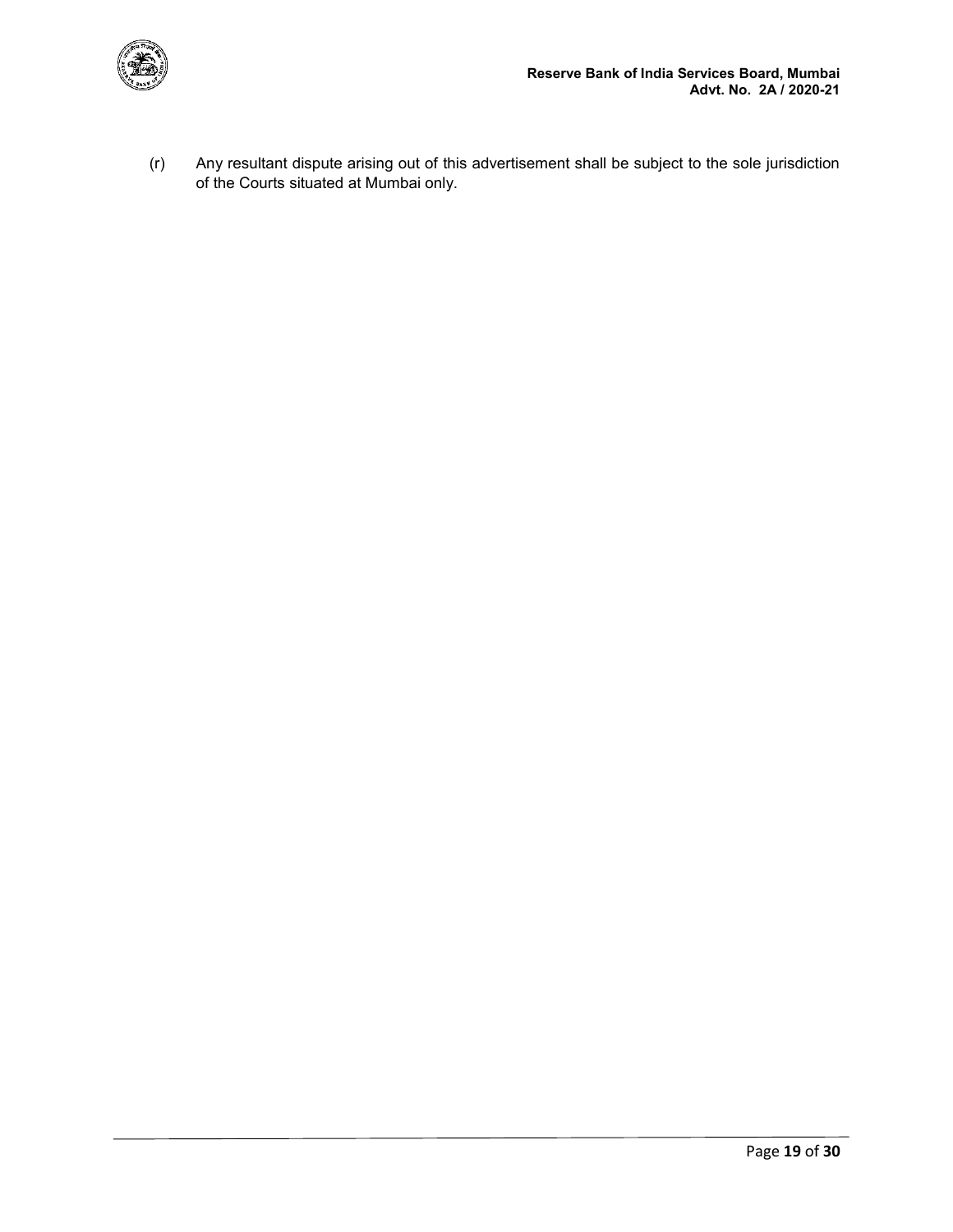(r) Any resultant dispute arising out of this advertisement shall be subject to the sole jurisdiction of the Courts situated at Mumbai only.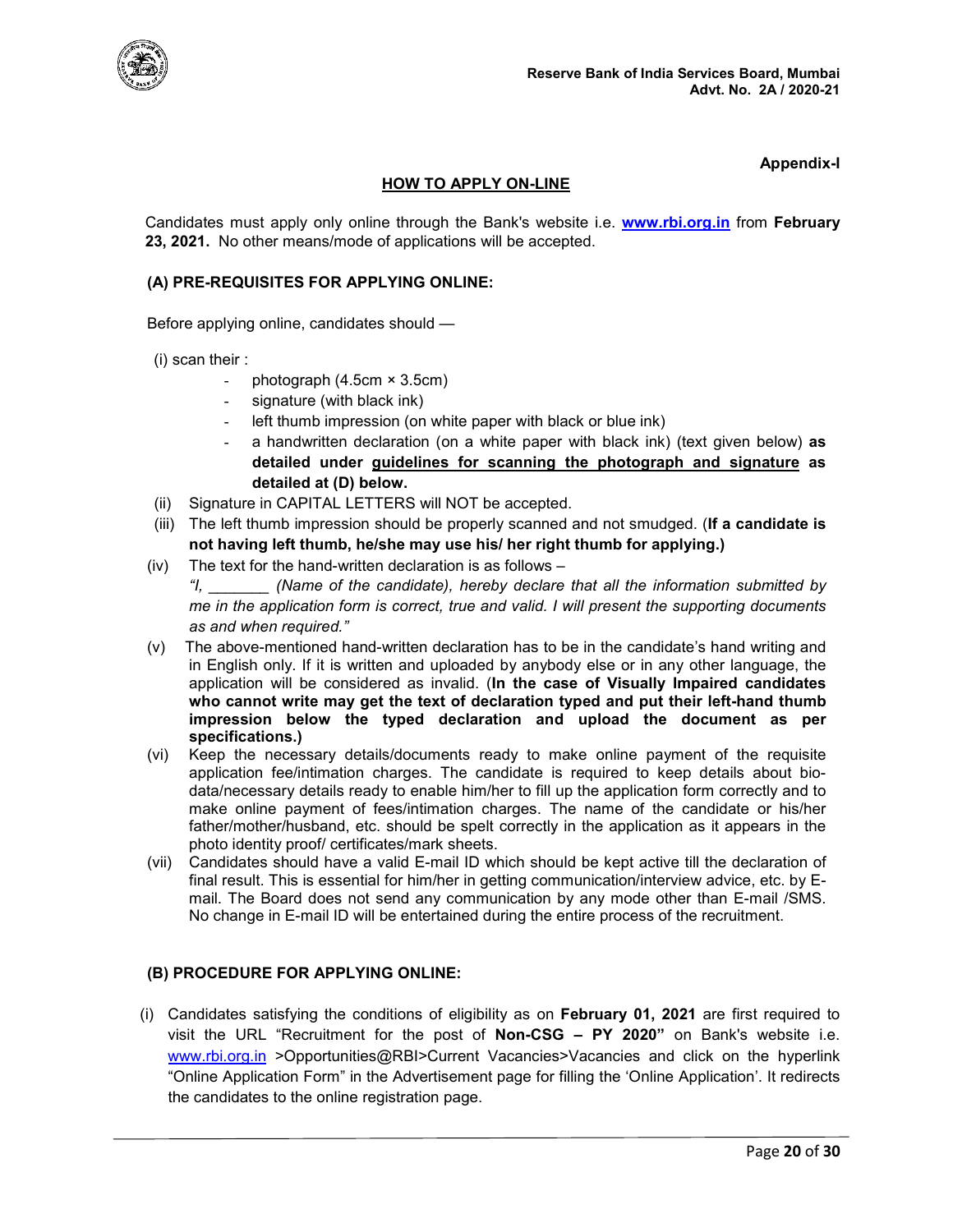**Appendix-I**

## HOW TO APPLY ON-LINE

Candidates must apply only online through the Bank's website i.e. **www.rbi.org.in** from **February 23, 2021.** No other means/mode of applications will be accepted.

### (A) PRE-REQUISITES FOR APPLYING ONLINE:

Before applying online, candidates should —

(i) scan their :

- photograph (4.5cm × 3.5cm)
- signature (with black ink)
- left thumb impression (on white paper with black or blue ink)
- a handwritten declaration (on a white paper with black ink) (text given below) **as detailed under guidelines for scanning the photograph and signature as detailed at (D) below.**

(ii) Signature in CAPITAL LETTERS will NOT be accepted.

(iii) The left thumb impression should be properly scanned and not smudged. (**If a candidate is not having left thumb, he/she may use his/ her right thumb for applying.)**

(iv) The text for the hand-written declaration is as follows –
*"I, _______ (Name of the candidate), hereby declare that all the information submitted by me in the application form is correct, true and valid. I will present the supporting documents as and when required."*

(v) The above-mentioned hand-written declaration has to be in the candidate's hand writing and in English only. If it is written and uploaded by anybody else or in any other language, the application will be considered as invalid. (**In the case of Visually Impaired candidates who cannot write may get the text of declaration typed and put their left-hand thumb impression below the typed declaration and upload the document as per specifications.)**

(vi) Keep the necessary details/documents ready to make online payment of the requisite application fee/intimation charges. The candidate is required to keep details about bio-data/necessary details ready to enable him/her to fill up the application form correctly and to make online payment of fees/intimation charges. The name of the candidate or his/her father/mother/husband, etc. should be spelt correctly in the application as it appears in the photo identity proof/ certificates/mark sheets.

(vii) Candidates should have a valid E-mail ID which should be kept active till the declaration of final result. This is essential for him/her in getting communication/interview advice, etc. by E-mail. The Board does not send any communication by any mode other than E-mail /SMS. No change in E-mail ID will be entertained during the entire process of the recruitment.

### (B) PROCEDURE FOR APPLYING ONLINE:

(i) Candidates satisfying the conditions of eligibility as on **February 01, 2021** are first required to visit the URL "Recruitment for the post of **Non-CSG – PY 2020"** on Bank's website i.e. www.rbi.org.in >Opportunities@RBI>Current Vacancies>Vacancies and click on the hyperlink "Online Application Form" in the Advertisement page for filling the 'Online Application'. It redirects the candidates to the online registration page.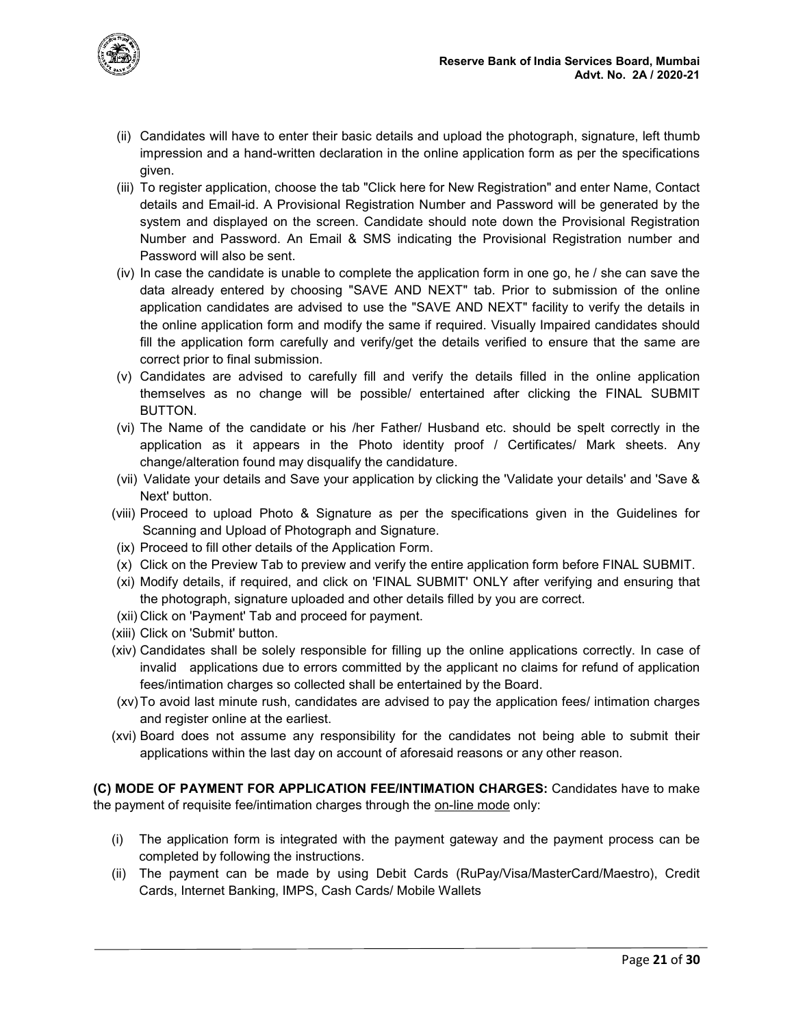(ii) Candidates will have to enter their basic details and upload the photograph, signature, left thumb impression and a hand-written declaration in the online application form as per the specifications given.

(iii) To register application, choose the tab "Click here for New Registration" and enter Name, Contact details and Email-id. A Provisional Registration Number and Password will be generated by the system and displayed on the screen. Candidate should note down the Provisional Registration Number and Password. An Email & SMS indicating the Provisional Registration number and Password will also be sent.

(iv) In case the candidate is unable to complete the application form in one go, he / she can save the data already entered by choosing "SAVE AND NEXT" tab. Prior to submission of the online application candidates are advised to use the "SAVE AND NEXT" facility to verify the details in the online application form and modify the same if required. Visually Impaired candidates should fill the application form carefully and verify/get the details verified to ensure that the same are correct prior to final submission.

(v) Candidates are advised to carefully fill and verify the details filled in the online application themselves as no change will be possible/ entertained after clicking the FINAL SUBMIT BUTTON.

(vi) The Name of the candidate or his /her Father/ Husband etc. should be spelt correctly in the application as it appears in the Photo identity proof / Certificates/ Mark sheets. Any change/alteration found may disqualify the candidature.

(vii) Validate your details and Save your application by clicking the 'Validate your details' and 'Save & Next' button.

(viii) Proceed to upload Photo & Signature as per the specifications given in the Guidelines for Scanning and Upload of Photograph and Signature.

(ix) Proceed to fill other details of the Application Form.

(x) Click on the Preview Tab to preview and verify the entire application form before FINAL SUBMIT.

(xi) Modify details, if required, and click on 'FINAL SUBMIT' ONLY after verifying and ensuring that the photograph, signature uploaded and other details filled by you are correct.

(xii) Click on 'Payment' Tab and proceed for payment.

(xiii) Click on 'Submit' button.

(xiv) Candidates shall be solely responsible for filling up the online applications correctly. In case of invalid applications due to errors committed by the applicant no claims for refund of application fees/intimation charges so collected shall be entertained by the Board.

(xv) To avoid last minute rush, candidates are advised to pay the application fees/ intimation charges and register online at the earliest.

(xvi) Board does not assume any responsibility for the candidates not being able to submit their applications within the last day on account of aforesaid reasons or any other reason.

**(C) MODE OF PAYMENT FOR APPLICATION FEE/INTIMATION CHARGES:** Candidates have to make the payment of requisite fee/intimation charges through the <u>on-line mode</u> only:

(i) The application form is integrated with the payment gateway and the payment process can be completed by following the instructions.

(ii) The payment can be made by using Debit Cards (RuPay/Visa/MasterCard/Maestro), Credit Cards, Internet Banking, IMPS, Cash Cards/ Mobile Wallets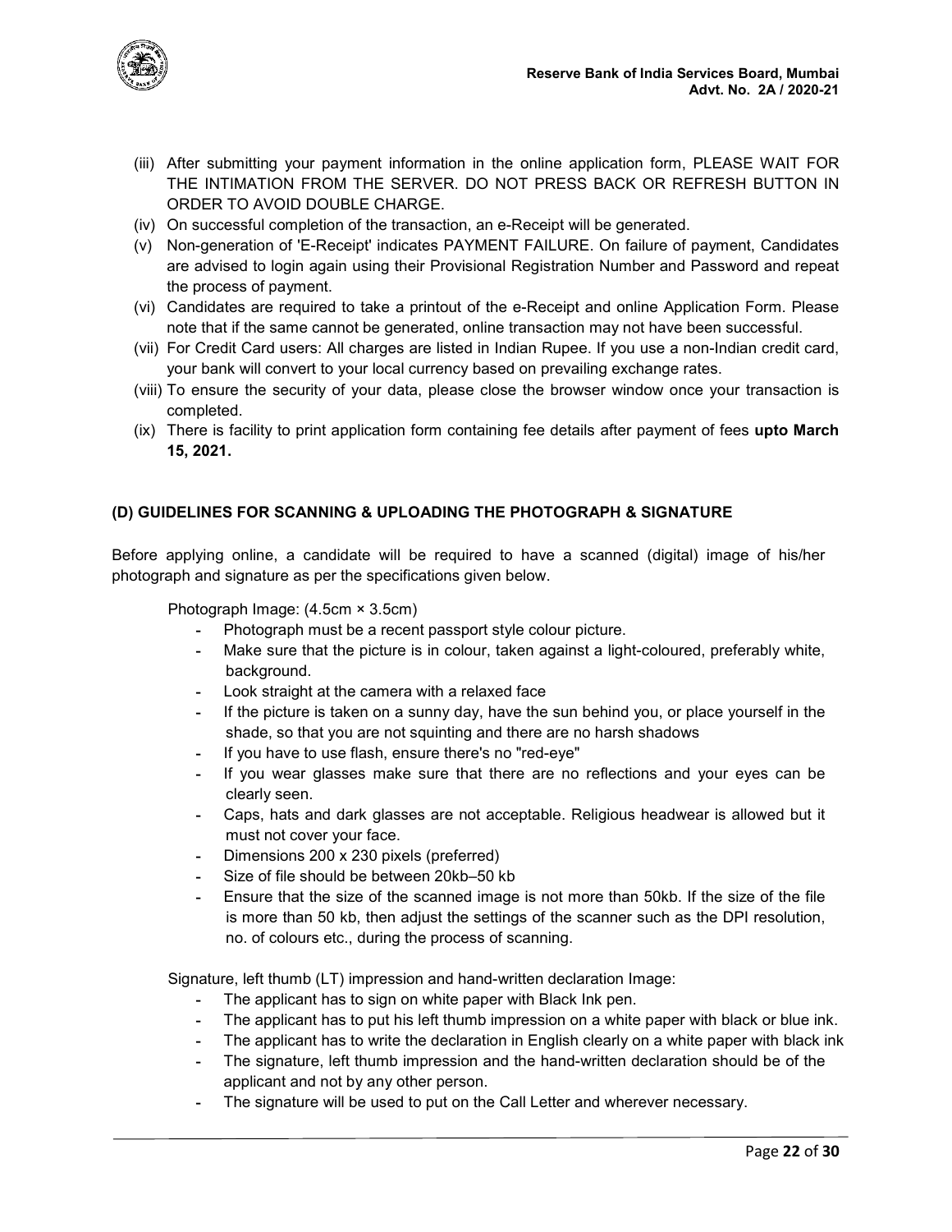(iii) After submitting your payment information in the online application form, PLEASE WAIT FOR THE INTIMATION FROM THE SERVER. DO NOT PRESS BACK OR REFRESH BUTTON IN ORDER TO AVOID DOUBLE CHARGE.

(iv) On successful completion of the transaction, an e-Receipt will be generated.

(v) Non-generation of 'E-Receipt' indicates PAYMENT FAILURE. On failure of payment, Candidates are advised to login again using their Provisional Registration Number and Password and repeat the process of payment.

(vi) Candidates are required to take a printout of the e-Receipt and online Application Form. Please note that if the same cannot be generated, online transaction may not have been successful.

(vii) For Credit Card users: All charges are listed in Indian Rupee. If you use a non-Indian credit card, your bank will convert to your local currency based on prevailing exchange rates.

(viii) To ensure the security of your data, please close the browser window once your transaction is completed.

(ix) There is facility to print application form containing fee details after payment of fees **upto March 15, 2021.**

### (D) GUIDELINES FOR SCANNING & UPLOADING THE PHOTOGRAPH & SIGNATURE

Before applying online, a candidate will be required to have a scanned (digital) image of his/her photograph and signature as per the specifications given below.

Photograph Image: (4.5cm × 3.5cm)

- Photograph must be a recent passport style colour picture.
- Make sure that the picture is in colour, taken against a light-coloured, preferably white, background.
- Look straight at the camera with a relaxed face
- If the picture is taken on a sunny day, have the sun behind you, or place yourself in the shade, so that you are not squinting and there are no harsh shadows
- If you have to use flash, ensure there's no "red-eye"
- If you wear glasses make sure that there are no reflections and your eyes can be clearly seen.
- Caps, hats and dark glasses are not acceptable. Religious headwear is allowed but it must not cover your face.
- Dimensions 200 x 230 pixels (preferred)
- Size of file should be between 20kb–50 kb
- Ensure that the size of the scanned image is not more than 50kb. If the size of the file is more than 50 kb, then adjust the settings of the scanner such as the DPI resolution, no. of colours etc., during the process of scanning.

Signature, left thumb (LT) impression and hand-written declaration Image:

- The applicant has to sign on white paper with Black Ink pen.
- The applicant has to put his left thumb impression on a white paper with black or blue ink.
- The applicant has to write the declaration in English clearly on a white paper with black ink
- The signature, left thumb impression and the hand-written declaration should be of the applicant and not by any other person.
- The signature will be used to put on the Call Letter and wherever necessary.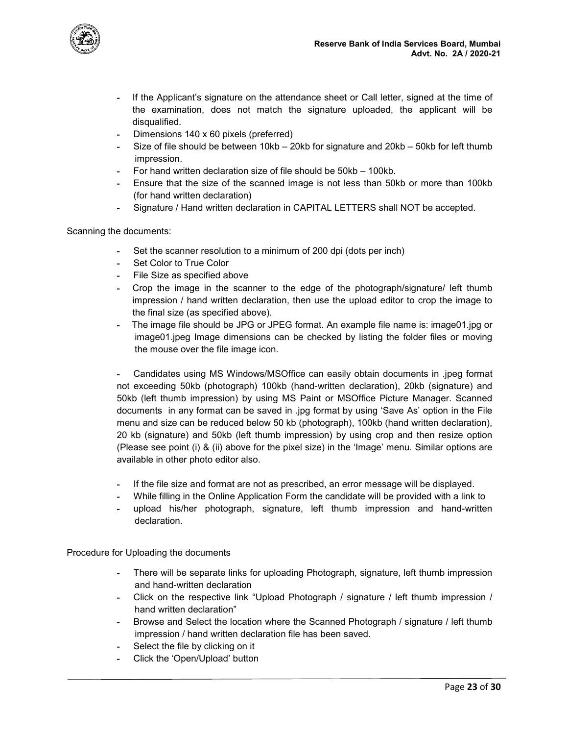- If the Applicant's signature on the attendance sheet or Call letter, signed at the time of the examination, does not match the signature uploaded, the applicant will be disqualified.
- Dimensions 140 x 60 pixels (preferred)
- Size of file should be between 10kb – 20kb for signature and 20kb – 50kb for left thumb impression.
- For hand written declaration size of file should be 50kb – 100kb.
- Ensure that the size of the scanned image is not less than 50kb or more than 100kb (for hand written declaration)
- Signature / Hand written declaration in CAPITAL LETTERS shall NOT be accepted.

Scanning the documents:

- Set the scanner resolution to a minimum of 200 dpi (dots per inch)
- Set Color to True Color
- File Size as specified above
- Crop the image in the scanner to the edge of the photograph/signature/ left thumb impression / hand written declaration, then use the upload editor to crop the image to the final size (as specified above).
- The image file should be JPG or JPEG format. An example file name is: image01.jpg or image01.jpeg Image dimensions can be checked by listing the folder files or moving the mouse over the file image icon.

- Candidates using MS Windows/MSOffice can easily obtain documents in .jpeg format not exceeding 50kb (photograph) 100kb (hand-written declaration), 20kb (signature) and 50kb (left thumb impression) by using MS Paint or MSOffice Picture Manager. Scanned documents in any format can be saved in .jpg format by using 'Save As' option in the File menu and size can be reduced below 50 kb (photograph), 100kb (hand written declaration), 20 kb (signature) and 50kb (left thumb impression) by using crop and then resize option (Please see point (i) & (ii) above for the pixel size) in the 'Image' menu. Similar options are available in other photo editor also.

- If the file size and format are not as prescribed, an error message will be displayed.
- While filling in the Online Application Form the candidate will be provided with a link to
- upload his/her photograph, signature, left thumb impression and hand-written declaration.

Procedure for Uploading the documents

- There will be separate links for uploading Photograph, signature, left thumb impression and hand-written declaration
- Click on the respective link "Upload Photograph / signature / left thumb impression / hand written declaration"
- Browse and Select the location where the Scanned Photograph / signature / left thumb impression / hand written declaration file has been saved.
- Select the file by clicking on it
- Click the 'Open/Upload' button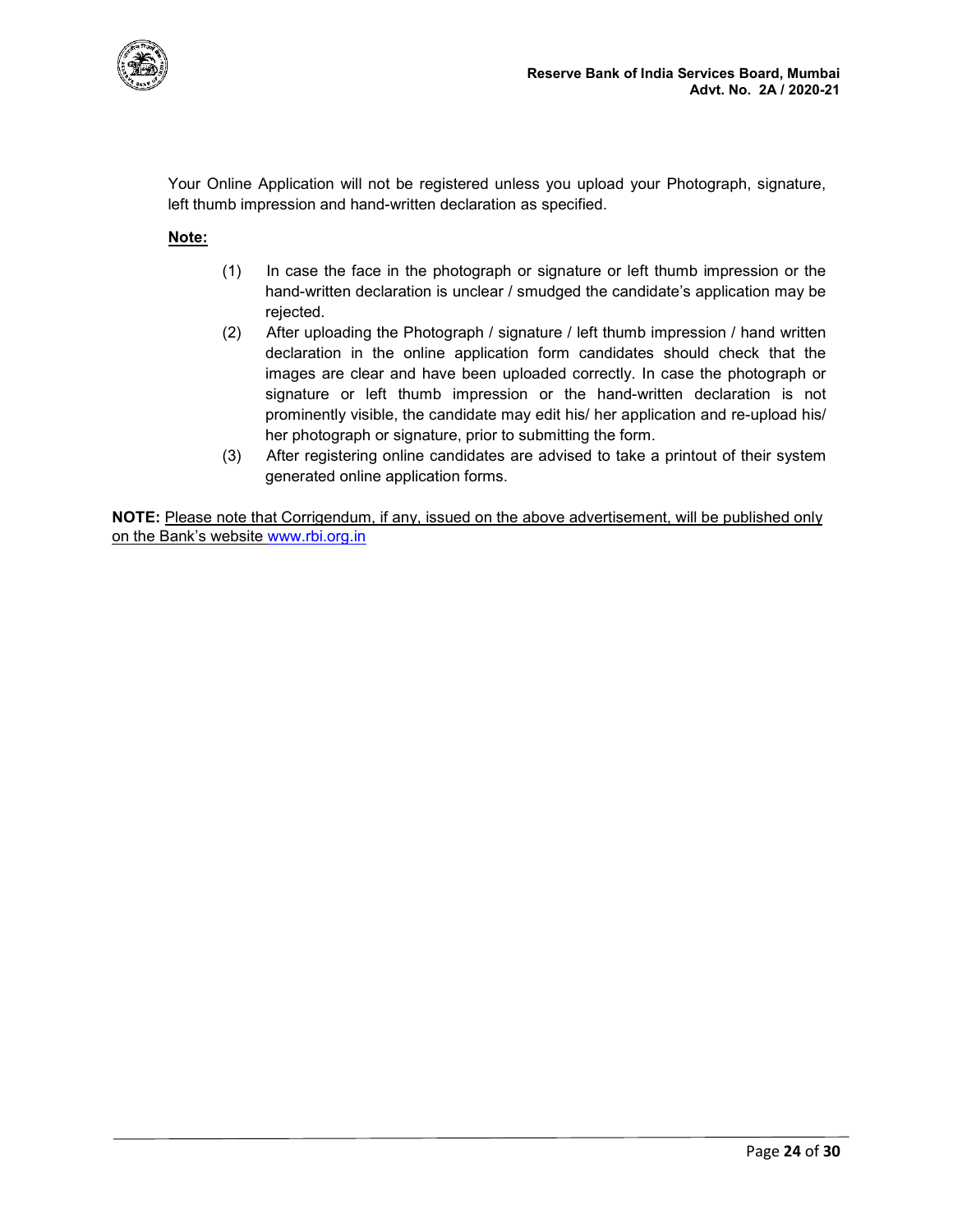Your Online Application will not be registered unless you upload your Photograph, signature, left thumb impression and hand-written declaration as specified.

**<u>Note:</u>**

(1) In case the face in the photograph or signature or left thumb impression or the hand-written declaration is unclear / smudged the candidate's application may be rejected.

(2) After uploading the Photograph / signature / left thumb impression / hand written declaration in the online application form candidates should check that the images are clear and have been uploaded correctly. In case the photograph or signature or left thumb impression or the hand-written declaration is not prominently visible, the candidate may edit his/ her application and re-upload his/ her photograph or signature, prior to submitting the form.

(3) After registering online candidates are advised to take a printout of their system generated online application forms.

**NOTE:** <u>Please note that Corrigendum, if any, issued on the above advertisement, will be published only on the Bank's website www.rbi.org.in</u>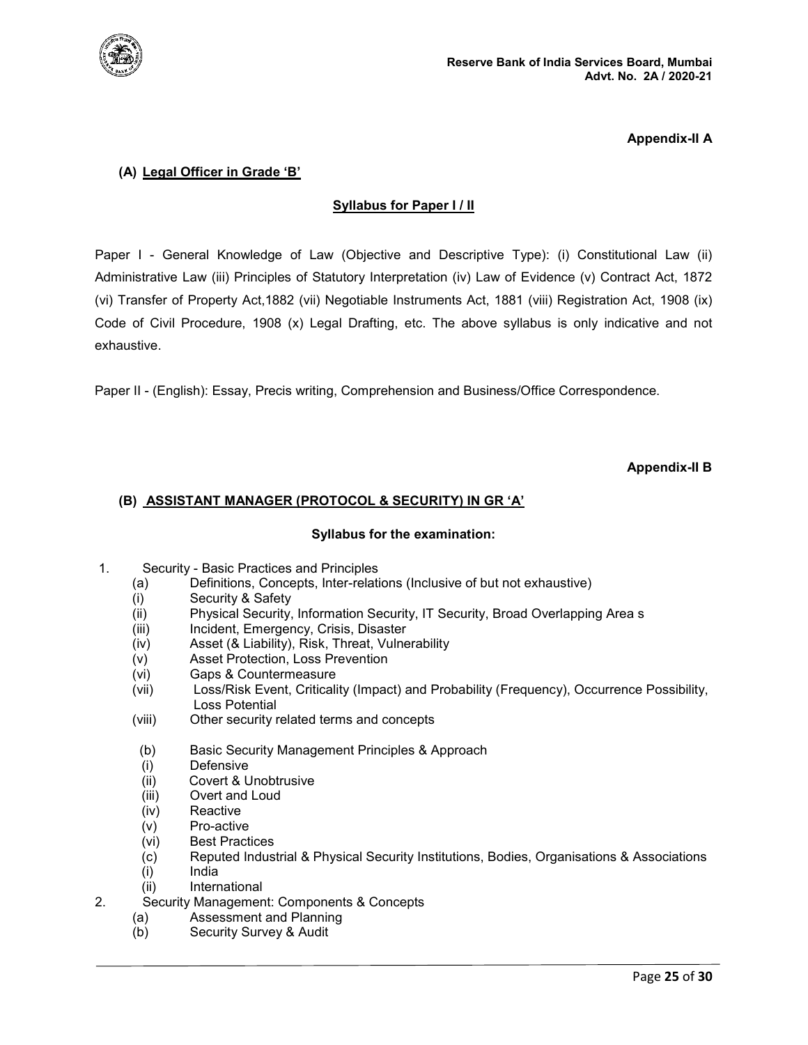**Appendix-II A**

**(A) Legal Officer in Grade 'B'**

**Syllabus for Paper I / II**

Paper I - General Knowledge of Law (Objective and Descriptive Type): (i) Constitutional Law (ii) Administrative Law (iii) Principles of Statutory Interpretation (iv) Law of Evidence (v) Contract Act, 1872 (vi) Transfer of Property Act,1882 (vii) Negotiable Instruments Act, 1881 (viii) Registration Act, 1908 (ix) Code of Civil Procedure, 1908 (x) Legal Drafting, etc. The above syllabus is only indicative and not exhaustive.

Paper II - (English): Essay, Precis writing, Comprehension and Business/Office Correspondence.

**Appendix-II B**

**(B) ASSISTANT MANAGER (PROTOCOL & SECURITY) IN GR 'A'**

**Syllabus for the examination:**

1. Security - Basic Practices and Principles
   - (a) Definitions, Concepts, Inter-relations (Inclusive of but not exhaustive)
   - (i) Security & Safety
   - (ii) Physical Security, Information Security, IT Security, Broad Overlapping Area s
   - (iii) Incident, Emergency, Crisis, Disaster
   - (iv) Asset (& Liability), Risk, Threat, Vulnerability
   - (v) Asset Protection, Loss Prevention
   - (vi) Gaps & Countermeasure
   - (vii) Loss/Risk Event, Criticality (Impact) and Probability (Frequency), Occurrence Possibility, Loss Potential
   - (viii) Other security related terms and concepts
   - (b) Basic Security Management Principles & Approach
   - (i) Defensive
   - (ii) Covert & Unobtrusive
   - (iii) Overt and Loud
   - (iv) Reactive
   - (v) Pro-active
   - (vi) Best Practices
   - (c) Reputed Industrial & Physical Security Institutions, Bodies, Organisations & Associations
   - (i) India
   - (ii) International
2. Security Management: Components & Concepts
   - (a) Assessment and Planning
   - (b) Security Survey & Audit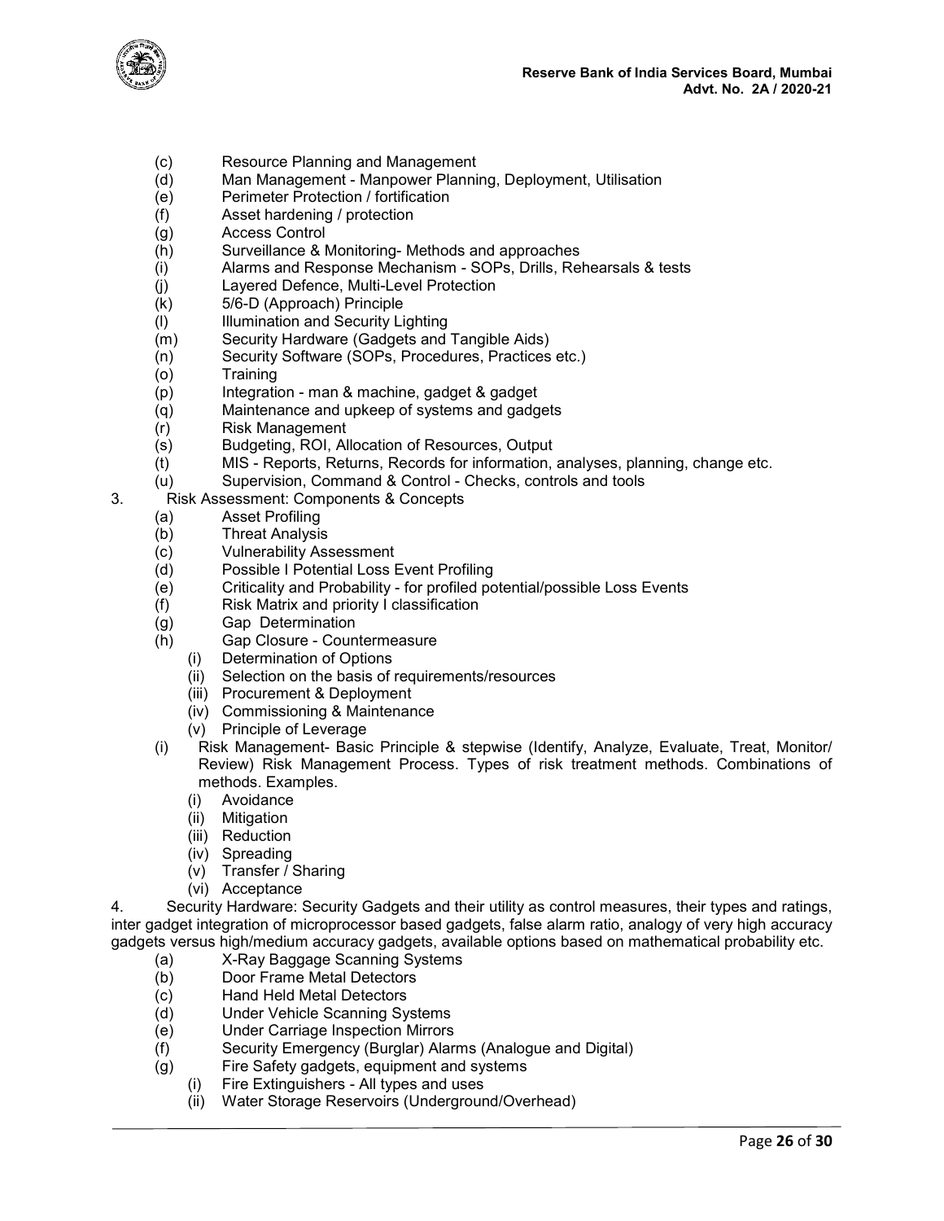(c) Resource Planning and Management
(d) Man Management - Manpower Planning, Deployment, Utilisation
(e) Perimeter Protection / fortification
(f) Asset hardening / protection
(g) Access Control
(h) Surveillance & Monitoring- Methods and approaches
(i) Alarms and Response Mechanism - SOPs, Drills, Rehearsals & tests
(j) Layered Defence, Multi-Level Protection
(k) 5/6-D (Approach) Principle
(l) Illumination and Security Lighting
(m) Security Hardware (Gadgets and Tangible Aids)
(n) Security Software (SOPs, Procedures, Practices etc.)
(o) Training
(p) Integration - man & machine, gadget & gadget
(q) Maintenance and upkeep of systems and gadgets
(r) Risk Management
(s) Budgeting, ROI, Allocation of Resources, Output
(t) MIS - Reports, Returns, Records for information, analyses, planning, change etc.
(u) Supervision, Command & Control - Checks, controls and tools

3. Risk Assessment: Components & Concepts
   (a) Asset Profiling
   (b) Threat Analysis
   (c) Vulnerability Assessment
   (d) Possible I Potential Loss Event Profiling
   (e) Criticality and Probability - for profiled potential/possible Loss Events
   (f) Risk Matrix and priority I classification
   (g) Gap Determination
   (h) Gap Closure - Countermeasure
      (i) Determination of Options
      (ii) Selection on the basis of requirements/resources
      (iii) Procurement & Deployment
      (iv) Commissioning & Maintenance
      (v) Principle of Leverage
   (i) Risk Management- Basic Principle & stepwise (Identify, Analyze, Evaluate, Treat, Monitor/ Review) Risk Management Process. Types of risk treatment methods. Combinations of methods. Examples.
      (i) Avoidance
      (ii) Mitigation
      (iii) Reduction
      (iv) Spreading
      (v) Transfer / Sharing
      (vi) Acceptance

4. Security Hardware: Security Gadgets and their utility as control measures, their types and ratings, inter gadget integration of microprocessor based gadgets, false alarm ratio, analogy of very high accuracy gadgets versus high/medium accuracy gadgets, available options based on mathematical probability etc.
   (a) X-Ray Baggage Scanning Systems
   (b) Door Frame Metal Detectors
   (c) Hand Held Metal Detectors
   (d) Under Vehicle Scanning Systems
   (e) Under Carriage Inspection Mirrors
   (f) Security Emergency (Burglar) Alarms (Analogue and Digital)
   (g) Fire Safety gadgets, equipment and systems
      (i) Fire Extinguishers - All types and uses
      (ii) Water Storage Reservoirs (Underground/Overhead)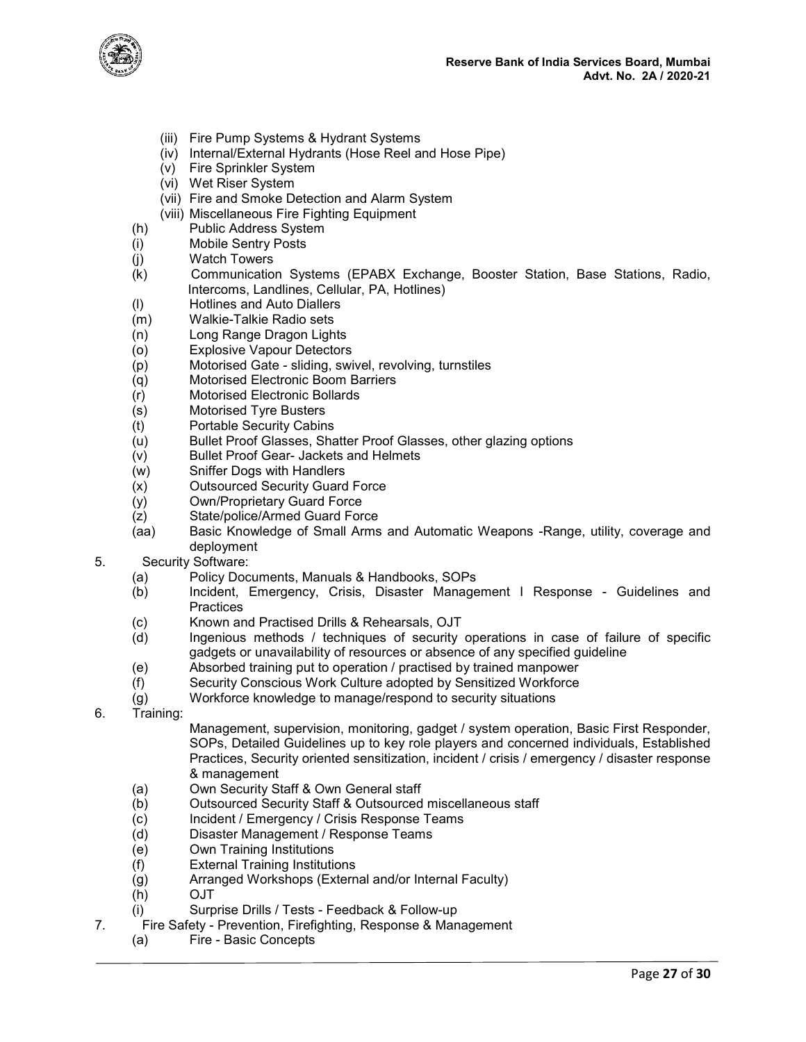- (iii) Fire Pump Systems & Hydrant Systems
- (iv) Internal/External Hydrants (Hose Reel and Hose Pipe)
- (v) Fire Sprinkler System
- (vi) Wet Riser System
- (vii) Fire and Smoke Detection and Alarm System
- (viii) Miscellaneous Fire Fighting Equipment

- (h) Public Address System
- (i) Mobile Sentry Posts
- (j) Watch Towers
- (k) Communication Systems (EPABX Exchange, Booster Station, Base Stations, Radio, Intercoms, Landlines, Cellular, PA, Hotlines)
- (l) Hotlines and Auto Diallers
- (m) Walkie-Talkie Radio sets
- (n) Long Range Dragon Lights
- (o) Explosive Vapour Detectors
- (p) Motorised Gate - sliding, swivel, revolving, turnstiles
- (q) Motorised Electronic Boom Barriers
- (r) Motorised Electronic Bollards
- (s) Motorised Tyre Busters
- (t) Portable Security Cabins
- (u) Bullet Proof Glasses, Shatter Proof Glasses, other glazing options
- (v) Bullet Proof Gear- Jackets and Helmets
- (w) Sniffer Dogs with Handlers
- (x) Outsourced Security Guard Force
- (y) Own/Proprietary Guard Force
- (z) State/police/Armed Guard Force
- (aa) Basic Knowledge of Small Arms and Automatic Weapons -Range, utility, coverage and deployment

5. Security Software:
   - (a) Policy Documents, Manuals & Handbooks, SOPs
   - (b) Incident, Emergency, Crisis, Disaster Management I Response - Guidelines and Practices
   - (c) Known and Practised Drills & Rehearsals, OJT
   - (d) Ingenious methods / techniques of security operations in case of failure of specific gadgets or unavailability of resources or absence of any specified guideline
   - (e) Absorbed training put to operation / practised by trained manpower
   - (f) Security Conscious Work Culture adopted by Sensitized Workforce
   - (g) Workforce knowledge to manage/respond to security situations

6. Training:

   Management, supervision, monitoring, gadget / system operation, Basic First Responder, SOPs, Detailed Guidelines up to key role players and concerned individuals, Established Practices, Security oriented sensitization, incident / crisis / emergency / disaster response & management

   - (a) Own Security Staff & Own General staff
   - (b) Outsourced Security Staff & Outsourced miscellaneous staff
   - (c) Incident / Emergency / Crisis Response Teams
   - (d) Disaster Management / Response Teams
   - (e) Own Training Institutions
   - (f) External Training Institutions
   - (g) Arranged Workshops (External and/or Internal Faculty)
   - (h) OJT
   - (i) Surprise Drills / Tests - Feedback & Follow-up

7. Fire Safety - Prevention, Firefighting, Response & Management
   - (a) Fire - Basic Concepts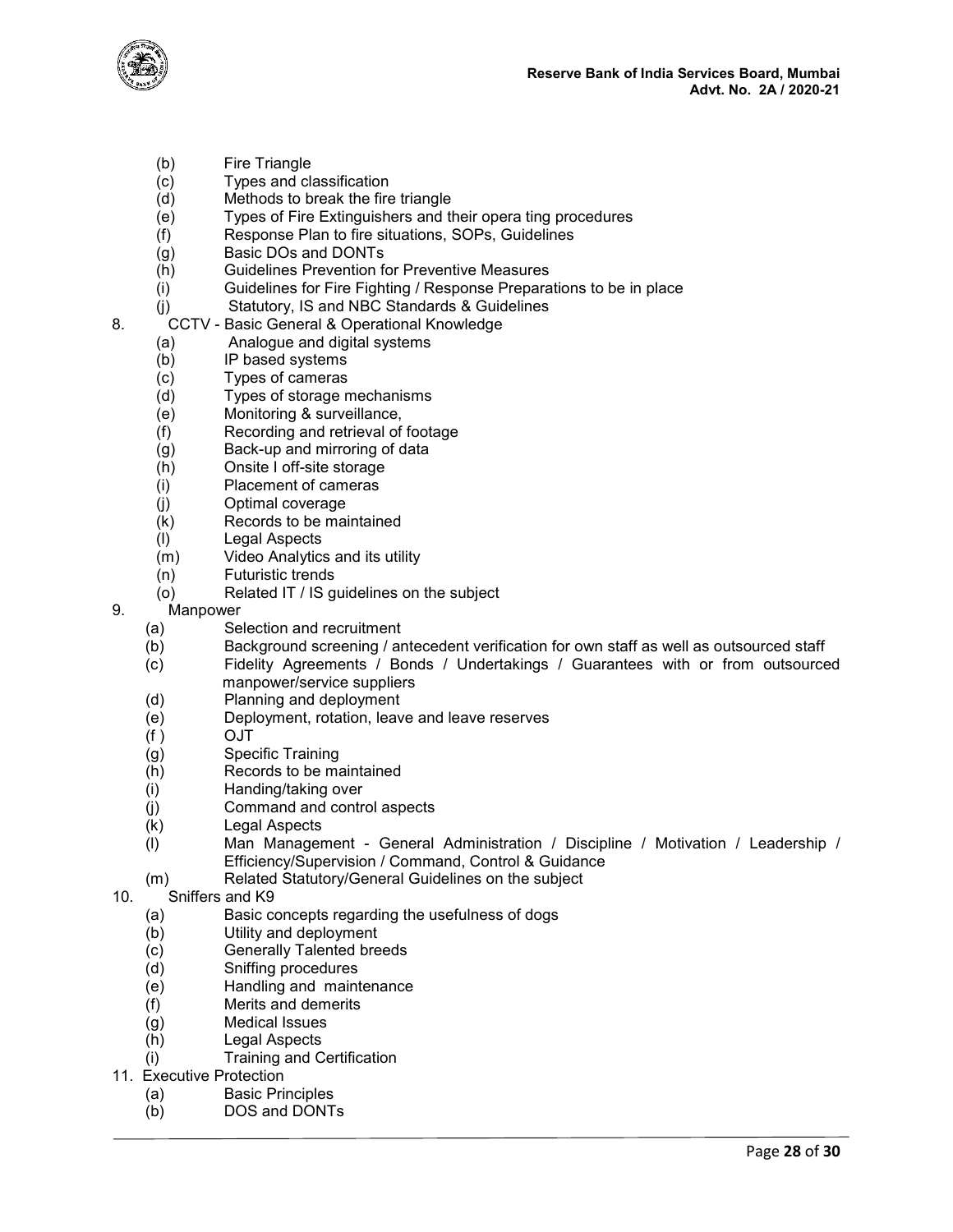(b) Fire Triangle
(c) Types and classification
(d) Methods to break the fire triangle
(e) Types of Fire Extinguishers and their opera ting procedures
(f) Response Plan to fire situations, SOPs, Guidelines
(g) Basic DOs and DONTs
(h) Guidelines Prevention for Preventive Measures
(i) Guidelines for Fire Fighting / Response Preparations to be in place
(j) Statutory, IS and NBC Standards & Guidelines

8. CCTV - Basic General & Operational Knowledge
   (a) Analogue and digital systems
   (b) IP based systems
   (c) Types of cameras
   (d) Types of storage mechanisms
   (e) Monitoring & surveillance,
   (f) Recording and retrieval of footage
   (g) Back-up and mirroring of data
   (h) Onsite I off-site storage
   (i) Placement of cameras
   (j) Optimal coverage
   (k) Records to be maintained
   (l) Legal Aspects
   (m) Video Analytics and its utility
   (n) Futuristic trends
   (o) Related IT / IS guidelines on the subject

9. Manpower
   (a) Selection and recruitment
   (b) Background screening / antecedent verification for own staff as well as outsourced staff
   (c) Fidelity Agreements / Bonds / Undertakings / Guarantees with or from outsourced manpower/service suppliers
   (d) Planning and deployment
   (e) Deployment, rotation, leave and leave reserves
   (f ) OJT
   (g) Specific Training
   (h) Records to be maintained
   (i) Handing/taking over
   (j) Command and control aspects
   (k) Legal Aspects
   (l) Man Management - General Administration / Discipline / Motivation / Leadership / Efficiency/Supervision / Command, Control & Guidance
   (m) Related Statutory/General Guidelines on the subject

10. Sniffers and K9
   (a) Basic concepts regarding the usefulness of dogs
   (b) Utility and deployment
   (c) Generally Talented breeds
   (d) Sniffing procedures
   (e) Handling and maintenance
   (f) Merits and demerits
   (g) Medical Issues
   (h) Legal Aspects
   (i) Training and Certification

11. Executive Protection
   (a) Basic Principles
   (b) DOS and DONTs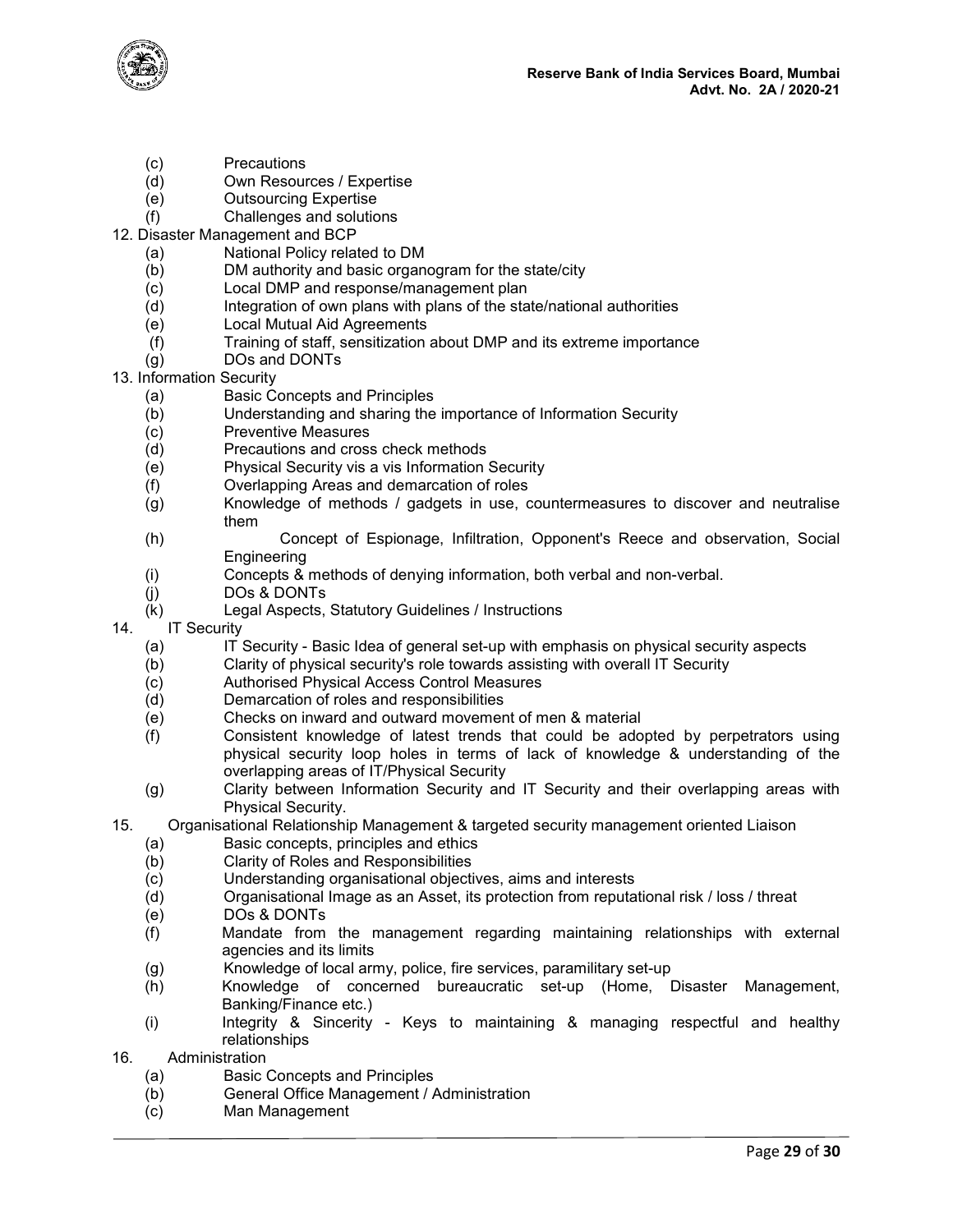- (c) Precautions
- (d) Own Resources / Expertise
- (e) Outsourcing Expertise
- (f) Challenges and solutions

12. Disaster Management and BCP
    - (a) National Policy related to DM
    - (b) DM authority and basic organogram for the state/city
    - (c) Local DMP and response/management plan
    - (d) Integration of own plans with plans of the state/national authorities
    - (e) Local Mutual Aid Agreements
    - (f) Training of staff, sensitization about DMP and its extreme importance
    - (g) DOs and DONTs

13. Information Security
    - (a) Basic Concepts and Principles
    - (b) Understanding and sharing the importance of Information Security
    - (c) Preventive Measures
    - (d) Precautions and cross check methods
    - (e) Physical Security vis a vis Information Security
    - (f) Overlapping Areas and demarcation of roles
    - (g) Knowledge of methods / gadgets in use, countermeasures to discover and neutralise them
    - (h) Concept of Espionage, Infiltration, Opponent's Reece and observation, Social Engineering
    - (i) Concepts & methods of denying information, both verbal and non-verbal.
    - (j) DOs & DONTs
    - (k) Legal Aspects, Statutory Guidelines / Instructions

14. IT Security
    - (a) IT Security - Basic Idea of general set-up with emphasis on physical security aspects
    - (b) Clarity of physical security's role towards assisting with overall IT Security
    - (c) Authorised Physical Access Control Measures
    - (d) Demarcation of roles and responsibilities
    - (e) Checks on inward and outward movement of men & material
    - (f) Consistent knowledge of latest trends that could be adopted by perpetrators using physical security loop holes in terms of lack of knowledge & understanding of the overlapping areas of IT/Physical Security
    - (g) Clarity between Information Security and IT Security and their overlapping areas with Physical Security.

15. Organisational Relationship Management & targeted security management oriented Liaison
    - (a) Basic concepts, principles and ethics
    - (b) Clarity of Roles and Responsibilities
    - (c) Understanding organisational objectives, aims and interests
    - (d) Organisational Image as an Asset, its protection from reputational risk / loss / threat
    - (e) DOs & DONTs
    - (f) Mandate from the management regarding maintaining relationships with external agencies and its limits
    - (g) Knowledge of local army, police, fire services, paramilitary set-up
    - (h) Knowledge of concerned bureaucratic set-up (Home, Disaster Management, Banking/Finance etc.)
    - (i) Integrity & Sincerity - Keys to maintaining & managing respectful and healthy relationships

16. Administration
    - (a) Basic Concepts and Principles
    - (b) General Office Management / Administration
    - (c) Man Management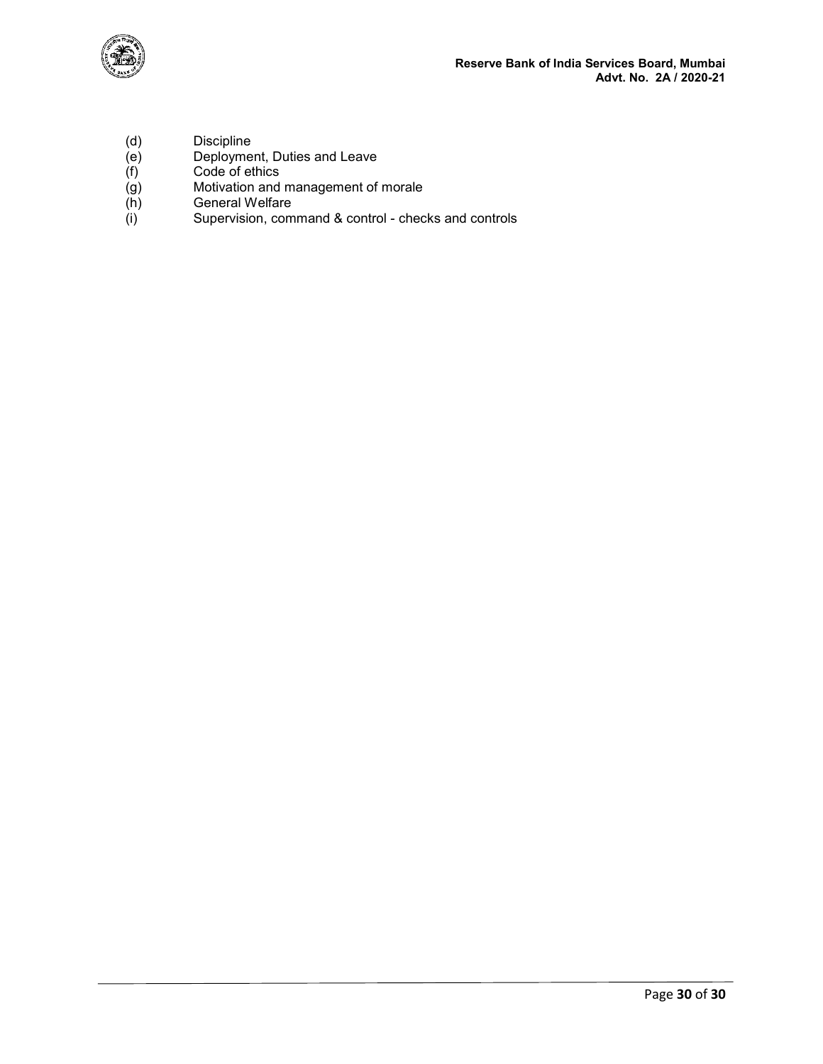(d) Discipline
(e) Deployment, Duties and Leave
(f) Code of ethics
(g) Motivation and management of morale
(h) General Welfare
(i) Supervision, command & control - checks and controls